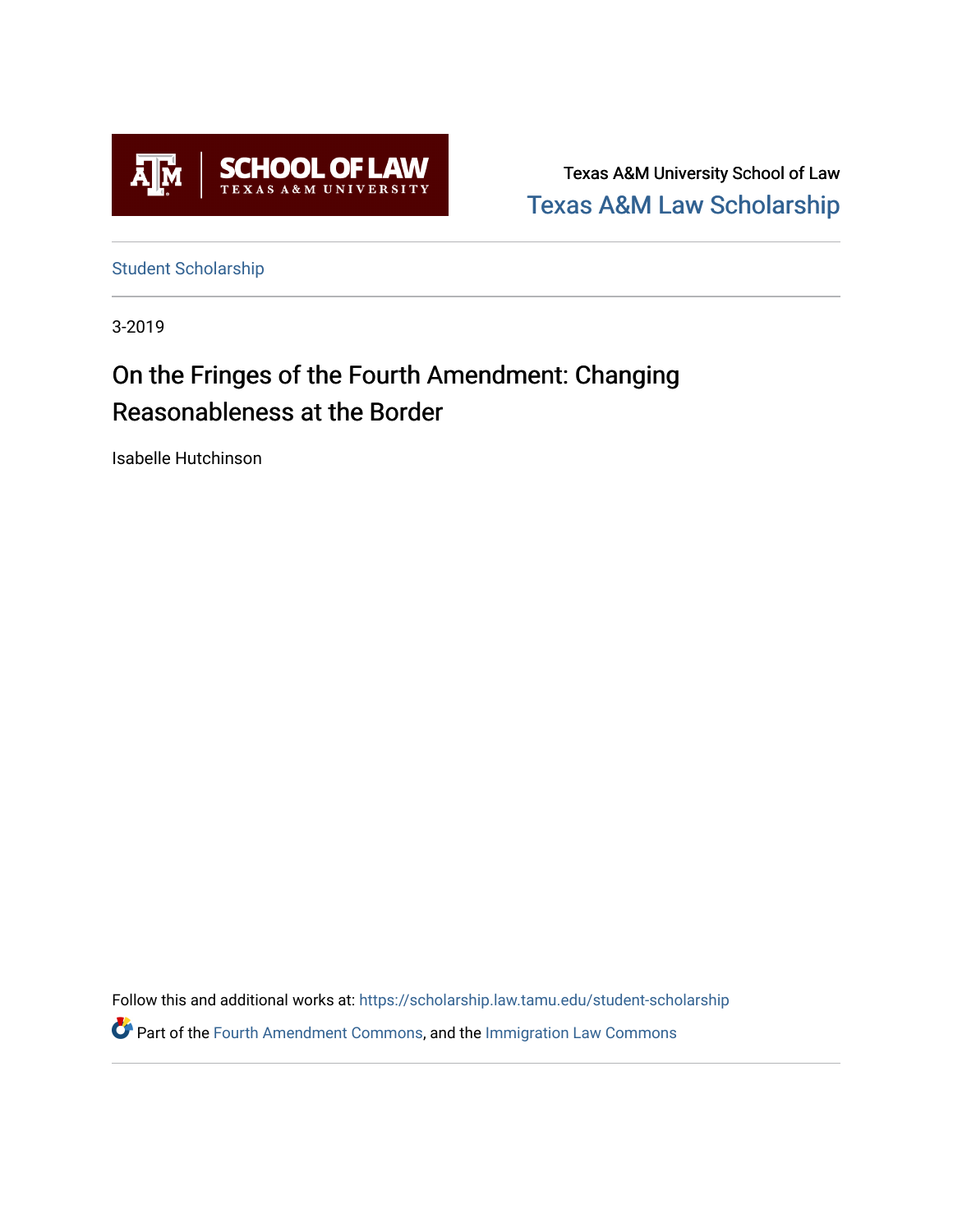Texas A&M University School of Law

Texas A&M Law Scholarship

Student Scholarship

3-2019

# On the Fringes of the Fourth Amendment: Changing Reasonableness at the Border

Isabelle Hutchinson

Follow this and additional works at: https://scholarship.law.tamu.edu/student-scholarship

Part of the Fourth Amendment Commons, and the Immigration Law Commons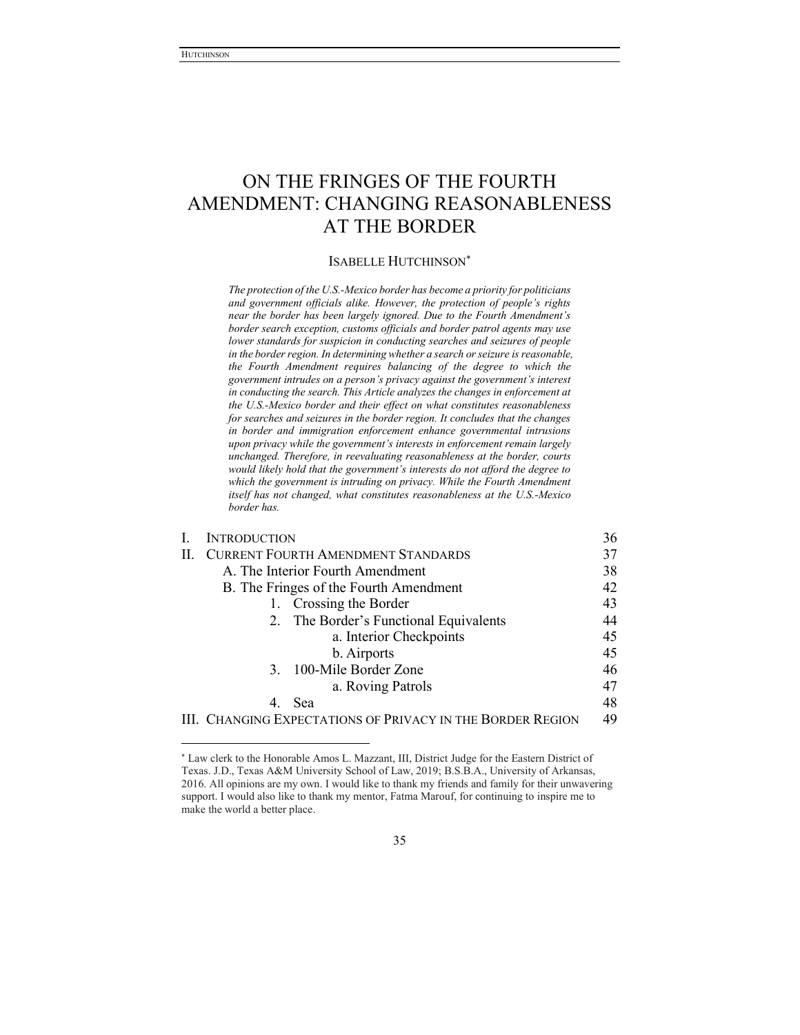# ON THE FRINGES OF THE FOURTH AMENDMENT: CHANGING REASONABLENESS AT THE BORDER

ISABELLE HUTCHINSON[*]

*The protection of the U.S.-Mexico border has become a priority for politicians and government officials alike. However, the protection of people's rights near the border has been largely ignored. Due to the Fourth Amendment's border search exception, customs officials and border patrol agents may use lower standards for suspicion in conducting searches and seizures of people in the border region. In determining whether a search or seizure is reasonable, the Fourth Amendment requires balancing of the degree to which the government intrudes on a person's privacy against the government's interest in conducting the search. This Article analyzes the changes in enforcement at the U.S.-Mexico border and their effect on what constitutes reasonableness for searches and seizures in the border region. It concludes that the changes in border and immigration enforcement enhance governmental intrusions upon privacy while the government's interests in enforcement remain largely unchanged. Therefore, in reevaluating reasonableness at the border, courts would likely hold that the government's interests do not afford the degree to which the government is intruding on privacy. While the Fourth Amendment itself has not changed, what constitutes reasonableness at the U.S.-Mexico border has.*

| | |
|---|---|
| I. INTRODUCTION | 36 |
| II. CURRENT FOURTH AMENDMENT STANDARDS | 37 |
| A. The Interior Fourth Amendment | 38 |
| B. The Fringes of the Fourth Amendment | 42 |
| 1. Crossing the Border | 43 |
| 2. The Border's Functional Equivalents | 44 |
| a. Interior Checkpoints | 45 |
| b. Airports | 45 |
| 3. 100-Mile Border Zone | 46 |
| a. Roving Patrols | 47 |
| 4. Sea | 48 |
| III. CHANGING EXPECTATIONS OF PRIVACY IN THE BORDER REGION | 49 |

[*] Law clerk to the Honorable Amos L. Mazzant, III, District Judge for the Eastern District of Texas. J.D., Texas A&M University School of Law, 2019; B.S.B.A., University of Arkansas, 2016. All opinions are my own. I would like to thank my friends and family for their unwavering support. I would also like to thank my mentor, Fatma Marouf, for continuing to inspire me to make the world a better place.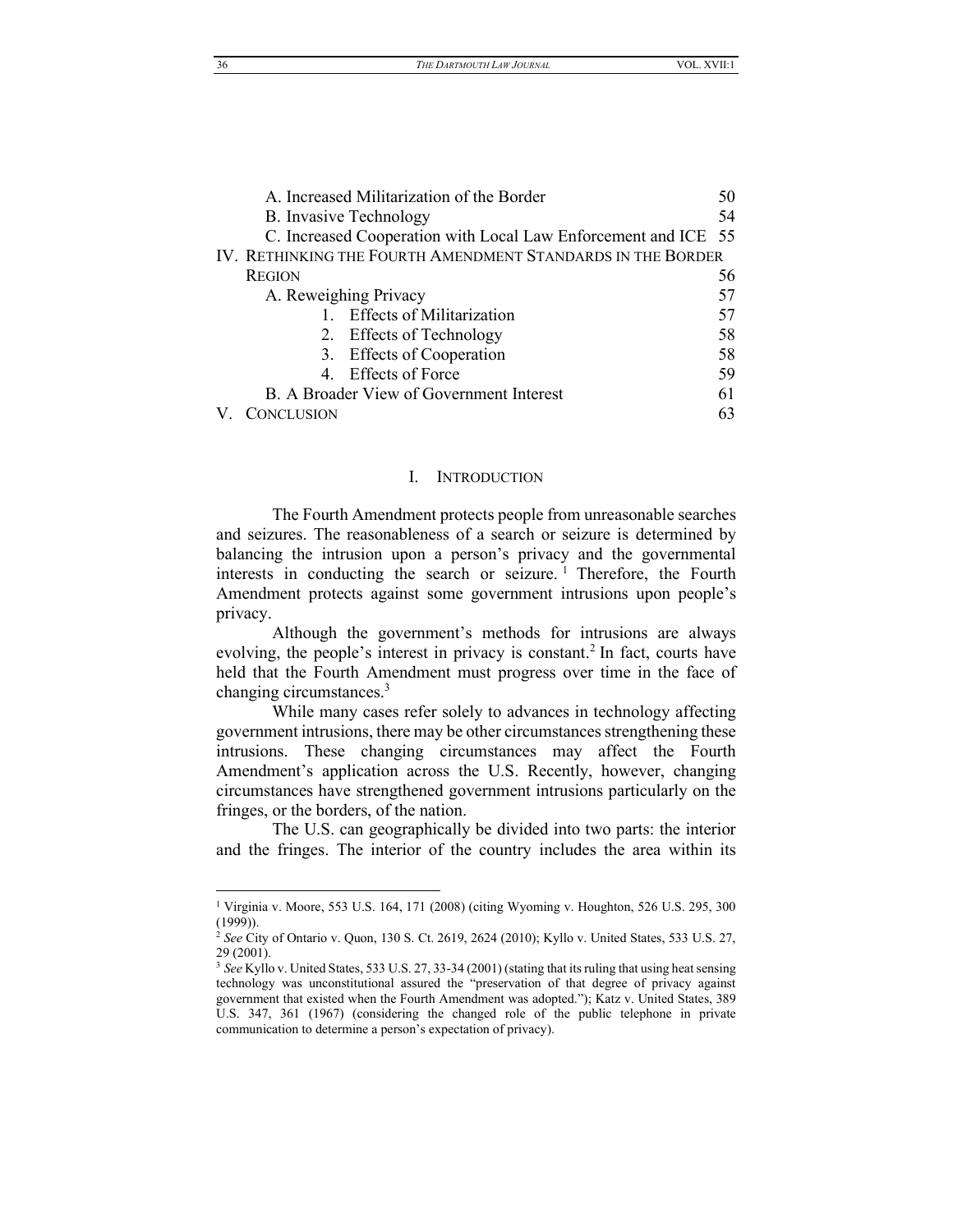A. Increased Militarization of the Border 50
B. Invasive Technology 54
C. Increased Cooperation with Local Law Enforcement and ICE 55

IV. RETHINKING THE FOURTH AMENDMENT STANDARDS IN THE BORDER REGION 56

A. Reweighing Privacy 57

1. Effects of Militarization 57
2. Effects of Technology 58
3. Effects of Cooperation 58
4. Effects of Force 59

B. A Broader View of Government Interest 61

V. CONCLUSION 63

## I. INTRODUCTION

The Fourth Amendment protects people from unreasonable searches and seizures. The reasonableness of a search or seizure is determined by balancing the intrusion upon a person's privacy and the governmental interests in conducting the search or seizure.[1] Therefore, the Fourth Amendment protects against some government intrusions upon people's privacy.

Although the government's methods for intrusions are always evolving, the people's interest in privacy is constant.[2] In fact, courts have held that the Fourth Amendment must progress over time in the face of changing circumstances.[3]

While many cases refer solely to advances in technology affecting government intrusions, there may be other circumstances strengthening these intrusions. These changing circumstances may affect the Fourth Amendment's application across the U.S. Recently, however, changing circumstances have strengthened government intrusions particularly on the fringes, or the borders, of the nation.

The U.S. can geographically be divided into two parts: the interior and the fringes. The interior of the country includes the area within its

---

[1] Virginia v. Moore, 553 U.S. 164, 171 (2008) (citing Wyoming v. Houghton, 526 U.S. 295, 300 (1999)).

[2] *See* City of Ontario v. Quon, 130 S. Ct. 2619, 2624 (2010); Kyllo v. United States, 533 U.S. 27, 29 (2001).

[3] *See* Kyllo v. United States, 533 U.S. 27, 33-34 (2001) (stating that its ruling that using heat sensing technology was unconstitutional assured the "preservation of that degree of privacy against government that existed when the Fourth Amendment was adopted."); Katz v. United States, 389 U.S. 347, 361 (1967) (considering the changed role of the public telephone in private communication to determine a person's expectation of privacy).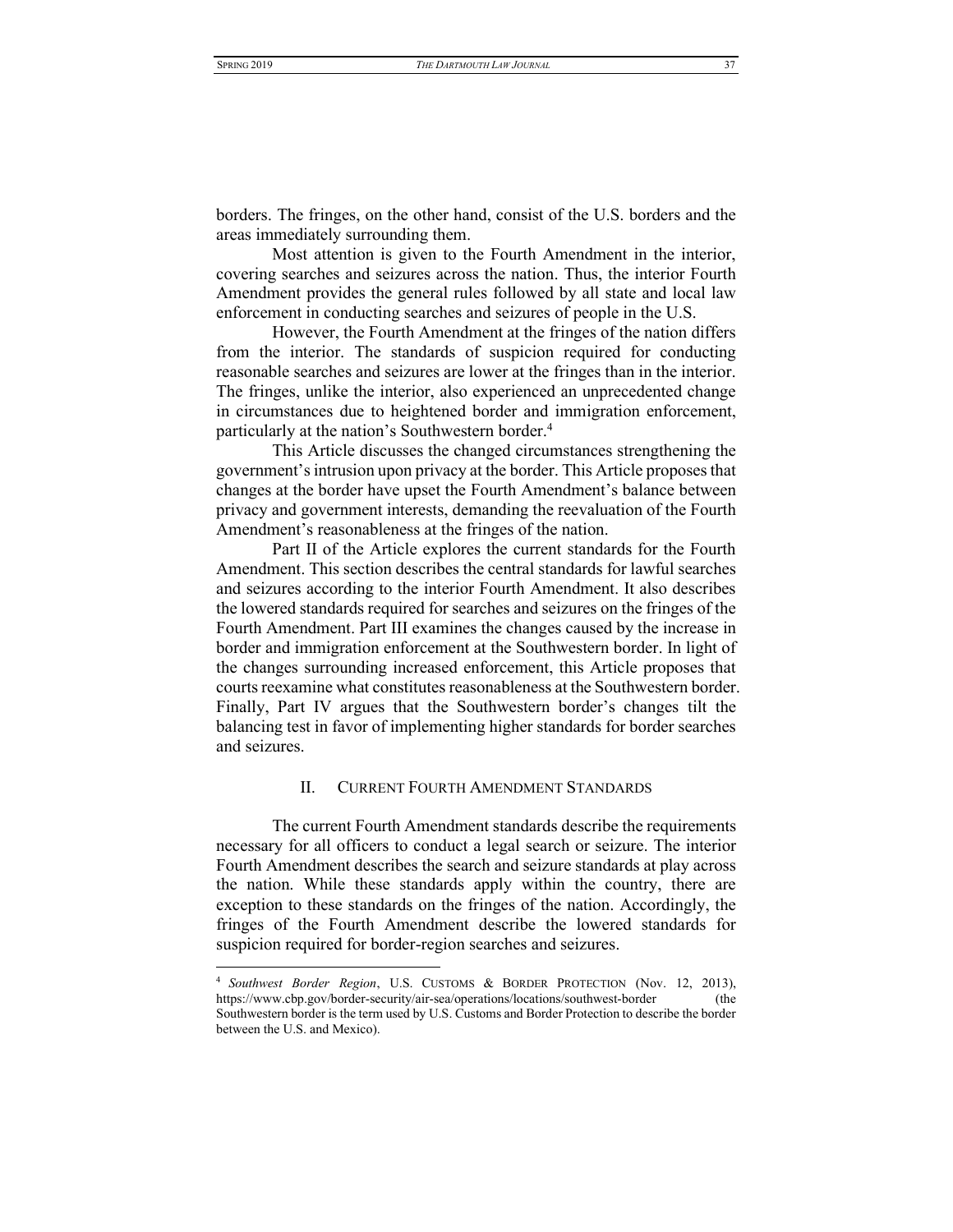borders. The fringes, on the other hand, consist of the U.S. borders and the areas immediately surrounding them.

Most attention is given to the Fourth Amendment in the interior, covering searches and seizures across the nation. Thus, the interior Fourth Amendment provides the general rules followed by all state and local law enforcement in conducting searches and seizures of people in the U.S.

However, the Fourth Amendment at the fringes of the nation differs from the interior. The standards of suspicion required for conducting reasonable searches and seizures are lower at the fringes than in the interior. The fringes, unlike the interior, also experienced an unprecedented change in circumstances due to heightened border and immigration enforcement, particularly at the nation's Southwestern border.[4]

This Article discusses the changed circumstances strengthening the government's intrusion upon privacy at the border. This Article proposes that changes at the border have upset the Fourth Amendment's balance between privacy and government interests, demanding the reevaluation of the Fourth Amendment's reasonableness at the fringes of the nation.

Part II of the Article explores the current standards for the Fourth Amendment. This section describes the central standards for lawful searches and seizures according to the interior Fourth Amendment. It also describes the lowered standards required for searches and seizures on the fringes of the Fourth Amendment. Part III examines the changes caused by the increase in border and immigration enforcement at the Southwestern border. In light of the changes surrounding increased enforcement, this Article proposes that courts reexamine what constitutes reasonableness at the Southwestern border. Finally, Part IV argues that the Southwestern border's changes tilt the balancing test in favor of implementing higher standards for border searches and seizures.

## II. CURRENT FOURTH AMENDMENT STANDARDS

The current Fourth Amendment standards describe the requirements necessary for all officers to conduct a legal search or seizure. The interior Fourth Amendment describes the search and seizure standards at play across the nation. While these standards apply within the country, there are exception to these standards on the fringes of the nation. Accordingly, the fringes of the Fourth Amendment describe the lowered standards for suspicion required for border-region searches and seizures.

---

[4] *Southwest Border Region*, U.S. CUSTOMS & BORDER PROTECTION (Nov. 12, 2013), https://www.cbp.gov/border-security/air-sea/operations/locations/southwest-border (the Southwestern border is the term used by U.S. Customs and Border Protection to describe the border between the U.S. and Mexico).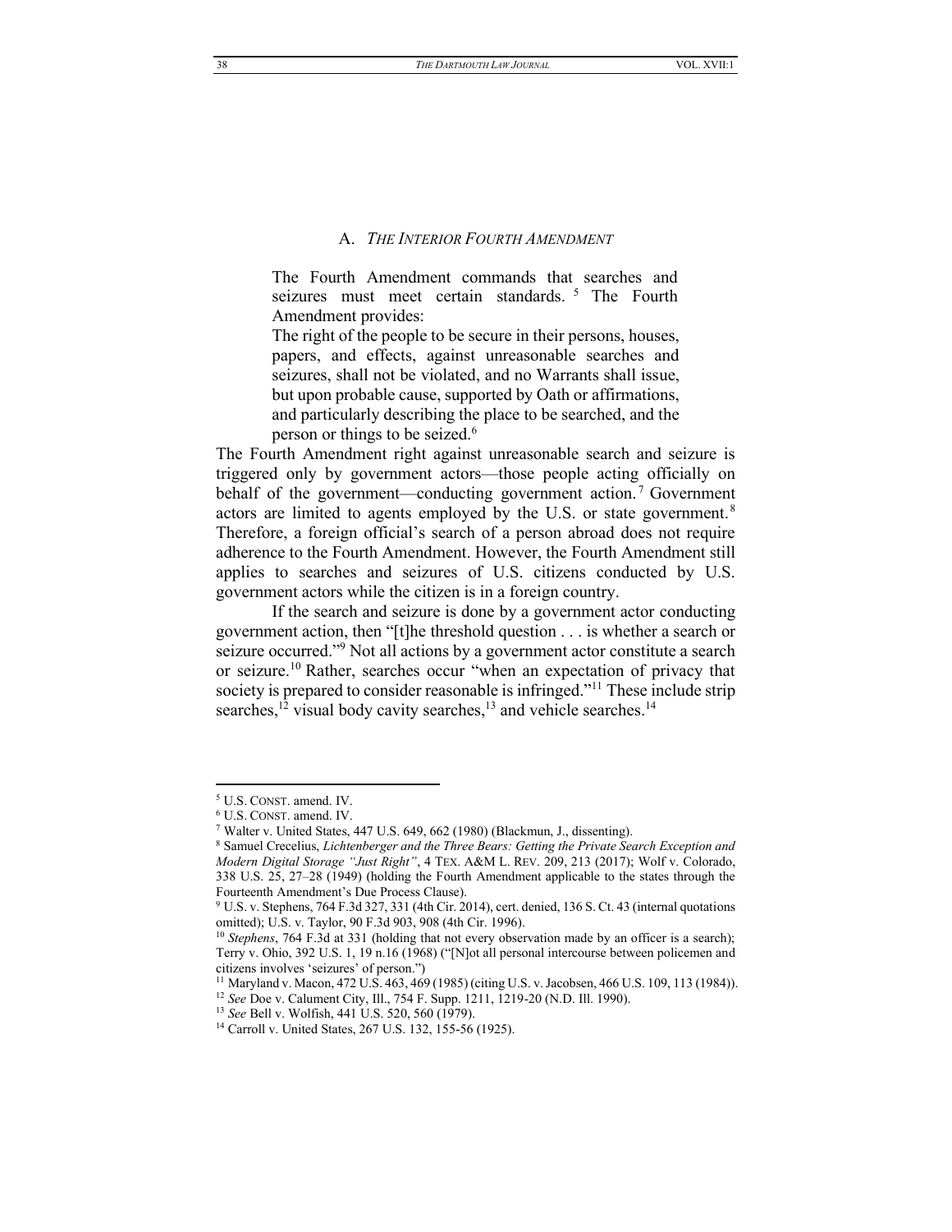### A. *THE INTERIOR FOURTH AMENDMENT*

> The Fourth Amendment commands that searches and seizures must meet certain standards.[5] The Fourth Amendment provides:
>
> The right of the people to be secure in their persons, houses, papers, and effects, against unreasonable searches and seizures, shall not be violated, and no Warrants shall issue, but upon probable cause, supported by Oath or affirmations, and particularly describing the place to be searched, and the person or things to be seized.[6]

The Fourth Amendment right against unreasonable search and seizure is triggered only by government actors—those people acting officially on behalf of the government—conducting government action.[7] Government actors are limited to agents employed by the U.S. or state government.[8] Therefore, a foreign official's search of a person abroad does not require adherence to the Fourth Amendment. However, the Fourth Amendment still applies to searches and seizures of U.S. citizens conducted by U.S. government actors while the citizen is in a foreign country.

If the search and seizure is done by a government actor conducting government action, then "[t]he threshold question . . . is whether a search or seizure occurred."[9] Not all actions by a government actor constitute a search or seizure.[10] Rather, searches occur "when an expectation of privacy that society is prepared to consider reasonable is infringed."[11] These include strip searches,[12] visual body cavity searches,[13] and vehicle searches.[14]

---

[5] U.S. CONST. amend. IV.

[6] U.S. CONST. amend. IV.

[7] Walter v. United States, 447 U.S. 649, 662 (1980) (Blackmun, J., dissenting).

[8] Samuel Crecelius, *Lichtenberger and the Three Bears: Getting the Private Search Exception and Modern Digital Storage "Just Right"*, 4 TEX. A&M L. REV. 209, 213 (2017); Wolf v. Colorado, 338 U.S. 25, 27–28 (1949) (holding the Fourth Amendment applicable to the states through the Fourteenth Amendment's Due Process Clause).

[9] U.S. v. Stephens, 764 F.3d 327, 331 (4th Cir. 2014), cert. denied, 136 S. Ct. 43 (internal quotations omitted); U.S. v. Taylor, 90 F.3d 903, 908 (4th Cir. 1996).

[10] *Stephens*, 764 F.3d at 331 (holding that not every observation made by an officer is a search); Terry v. Ohio, 392 U.S. 1, 19 n.16 (1968) ("[N]ot all personal intercourse between policemen and citizens involves 'seizures' of person.")

[11] Maryland v. Macon, 472 U.S. 463, 469 (1985) (citing U.S. v. Jacobsen, 466 U.S. 109, 113 (1984)).

[12] *See* Doe v. Calument City, Ill., 754 F. Supp. 1211, 1219-20 (N.D. Ill. 1990).

[13] *See* Bell v. Wolfish, 441 U.S. 520, 560 (1979).

[14] Carroll v. United States, 267 U.S. 132, 155-56 (1925).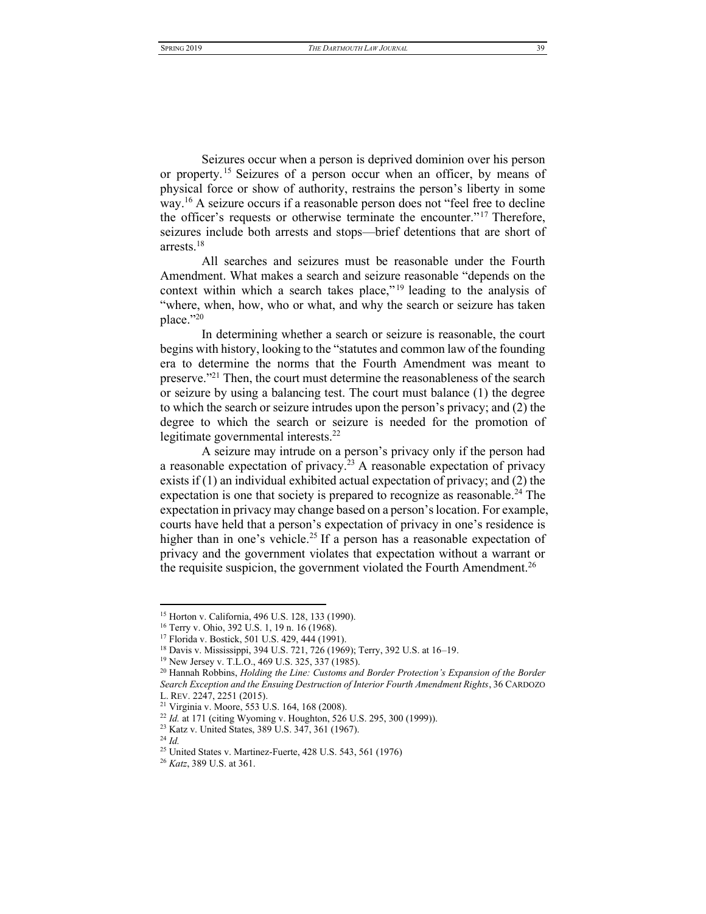Seizures occur when a person is deprived dominion over his person or property.[15] Seizures of a person occur when an officer, by means of physical force or show of authority, restrains the person's liberty in some way.[16] A seizure occurs if a reasonable person does not "feel free to decline the officer's requests or otherwise terminate the encounter."[17] Therefore, seizures include both arrests and stops—brief detentions that are short of arrests.[18]

All searches and seizures must be reasonable under the Fourth Amendment. What makes a search and seizure reasonable "depends on the context within which a search takes place,"[19] leading to the analysis of "where, when, how, who or what, and why the search or seizure has taken place."[20]

In determining whether a search or seizure is reasonable, the court begins with history, looking to the "statutes and common law of the founding era to determine the norms that the Fourth Amendment was meant to preserve."[21] Then, the court must determine the reasonableness of the search or seizure by using a balancing test. The court must balance (1) the degree to which the search or seizure intrudes upon the person's privacy; and (2) the degree to which the search or seizure is needed for the promotion of legitimate governmental interests.[22]

A seizure may intrude on a person's privacy only if the person had a reasonable expectation of privacy.[23] A reasonable expectation of privacy exists if (1) an individual exhibited actual expectation of privacy; and (2) the expectation is one that society is prepared to recognize as reasonable.[24] The expectation in privacy may change based on a person's location. For example, courts have held that a person's expectation of privacy in one's residence is higher than in one's vehicle.[25] If a person has a reasonable expectation of privacy and the government violates that expectation without a warrant or the requisite suspicion, the government violated the Fourth Amendment.[26]

---

[15] Horton v. California, 496 U.S. 128, 133 (1990).

[16] Terry v. Ohio, 392 U.S. 1, 19 n. 16 (1968).

[17] Florida v. Bostick, 501 U.S. 429, 444 (1991).

[18] Davis v. Mississippi, 394 U.S. 721, 726 (1969); Terry, 392 U.S. at 16–19.

[19] New Jersey v. T.L.O., 469 U.S. 325, 337 (1985).

[20] Hannah Robbins, *Holding the Line: Customs and Border Protection's Expansion of the Border Search Exception and the Ensuing Destruction of Interior Fourth Amendment Rights*, 36 CARDOZO L. REV. 2247, 2251 (2015).

[21] Virginia v. Moore, 553 U.S. 164, 168 (2008).

[22] *Id.* at 171 (citing Wyoming v. Houghton, 526 U.S. 295, 300 (1999)).

[23] Katz v. United States, 389 U.S. 347, 361 (1967).

[24] *Id.*

[25] United States v. Martinez-Fuerte, 428 U.S. 543, 561 (1976)

[26] *Katz*, 389 U.S. at 361.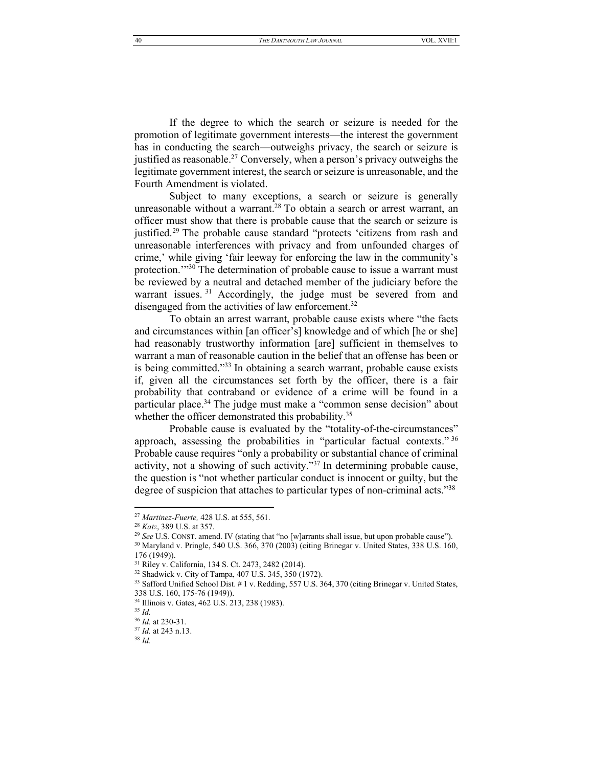If the degree to which the search or seizure is needed for the promotion of legitimate government interests—the interest the government has in conducting the search—outweighs privacy, the search or seizure is justified as reasonable.[27] Conversely, when a person's privacy outweighs the legitimate government interest, the search or seizure is unreasonable, and the Fourth Amendment is violated.

Subject to many exceptions, a search or seizure is generally unreasonable without a warrant.[28] To obtain a search or arrest warrant, an officer must show that there is probable cause that the search or seizure is justified.[29] The probable cause standard "protects 'citizens from rash and unreasonable interferences with privacy and from unfounded charges of crime,' while giving 'fair leeway for enforcing the law in the community's protection.'"[30] The determination of probable cause to issue a warrant must be reviewed by a neutral and detached member of the judiciary before the warrant issues.[31] Accordingly, the judge must be severed from and disengaged from the activities of law enforcement.[32]

To obtain an arrest warrant, probable cause exists where "the facts and circumstances within [an officer's] knowledge and of which [he or she] had reasonably trustworthy information [are] sufficient in themselves to warrant a man of reasonable caution in the belief that an offense has been or is being committed."[33] In obtaining a search warrant, probable cause exists if, given all the circumstances set forth by the officer, there is a fair probability that contraband or evidence of a crime will be found in a particular place.[34] The judge must make a "common sense decision" about whether the officer demonstrated this probability.[35]

Probable cause is evaluated by the "totality-of-the-circumstances" approach, assessing the probabilities in "particular factual contexts."[36] Probable cause requires "only a probability or substantial chance of criminal activity, not a showing of such activity."[37] In determining probable cause, the question is "not whether particular conduct is innocent or guilty, but the degree of suspicion that attaches to particular types of non-criminal acts."[38]

---

[27] *Martinez-Fuerte,* 428 U.S. at 555, 561.

[28] *Katz*, 389 U.S. at 357.

[29] *See* U.S. CONST. amend. IV (stating that "no [w]arrants shall issue, but upon probable cause").

[30] Maryland v. Pringle, 540 U.S. 366, 370 (2003) (citing Brinegar v. United States, 338 U.S. 160, 176 (1949)).

[31] Riley v. California, 134 S. Ct. 2473, 2482 (2014).

[32] Shadwick v. City of Tampa, 407 U.S. 345, 350 (1972).

[33] Safford Unified School Dist. # 1 v. Redding, 557 U.S. 364, 370 (citing Brinegar v. United States, 338 U.S. 160, 175-76 (1949)).

[34] Illinois v. Gates, 462 U.S. 213, 238 (1983).

[35] *Id.*

[36] *Id.* at 230-31.

[37] *Id.* at 243 n.13.

[38] *Id.*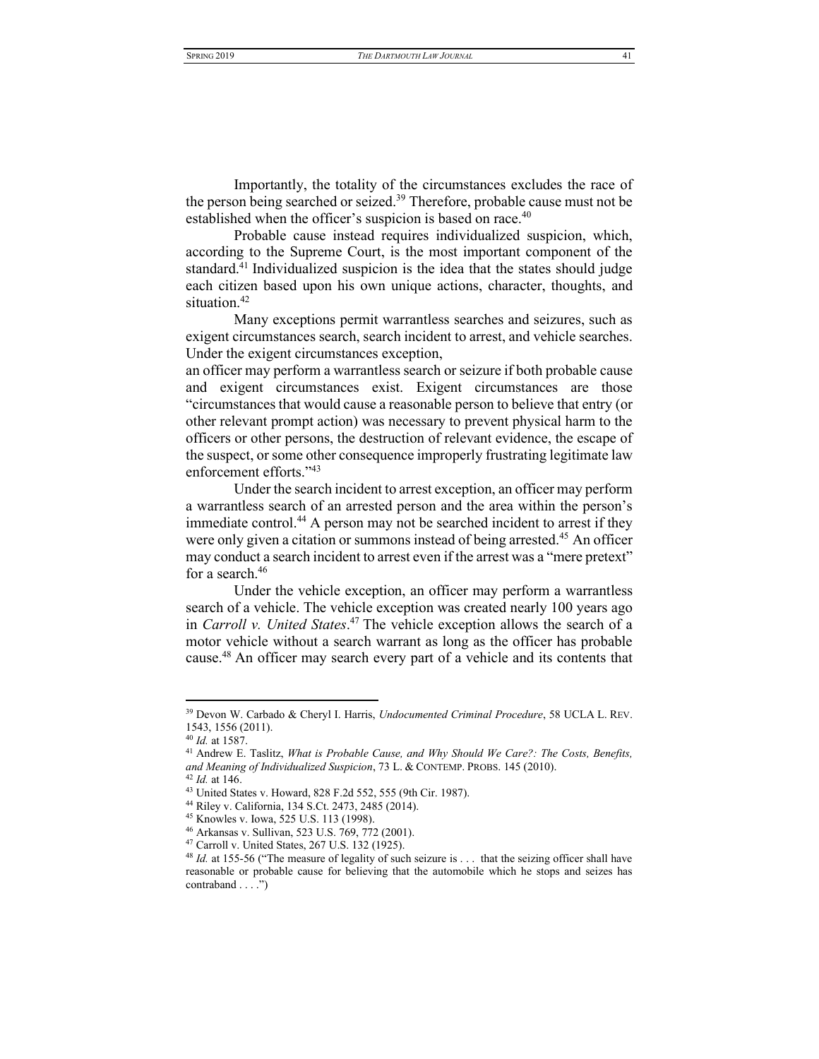Importantly, the totality of the circumstances excludes the race of the person being searched or seized.[39] Therefore, probable cause must not be established when the officer's suspicion is based on race.[40]

Probable cause instead requires individualized suspicion, which, according to the Supreme Court, is the most important component of the standard.[41] Individualized suspicion is the idea that the states should judge each citizen based upon his own unique actions, character, thoughts, and situation.[42]

Many exceptions permit warrantless searches and seizures, such as exigent circumstances search, search incident to arrest, and vehicle searches. Under the exigent circumstances exception,
an officer may perform a warrantless search or seizure if both probable cause and exigent circumstances exist. Exigent circumstances are those "circumstances that would cause a reasonable person to believe that entry (or other relevant prompt action) was necessary to prevent physical harm to the officers or other persons, the destruction of relevant evidence, the escape of the suspect, or some other consequence improperly frustrating legitimate law enforcement efforts."[43]

Under the search incident to arrest exception, an officer may perform a warrantless search of an arrested person and the area within the person's immediate control.[44] A person may not be searched incident to arrest if they were only given a citation or summons instead of being arrested.[45] An officer may conduct a search incident to arrest even if the arrest was a "mere pretext" for a search.[46]

Under the vehicle exception, an officer may perform a warrantless search of a vehicle. The vehicle exception was created nearly 100 years ago in *Carroll v. United States*.[47] The vehicle exception allows the search of a motor vehicle without a search warrant as long as the officer has probable cause.[48] An officer may search every part of a vehicle and its contents that

---

[39] Devon W. Carbado & Cheryl I. Harris, *Undocumented Criminal Procedure*, 58 UCLA L. REV. 1543, 1556 (2011).

[40] *Id.* at 1587.

[41] Andrew E. Taslitz, *What is Probable Cause, and Why Should We Care?: The Costs, Benefits, and Meaning of Individualized Suspicion*, 73 L. & CONTEMP. PROBS. 145 (2010).

[42] *Id.* at 146.

[43] United States v. Howard, 828 F.2d 552, 555 (9th Cir. 1987).

[44] Riley v. California, 134 S.Ct. 2473, 2485 (2014).

[45] Knowles v. Iowa, 525 U.S. 113 (1998).

[46] Arkansas v. Sullivan, 523 U.S. 769, 772 (2001).

[47] Carroll v. United States, 267 U.S. 132 (1925).

[48] *Id.* at 155-56 ("The measure of legality of such seizure is . . . that the seizing officer shall have reasonable or probable cause for believing that the automobile which he stops and seizes has contraband . . . .")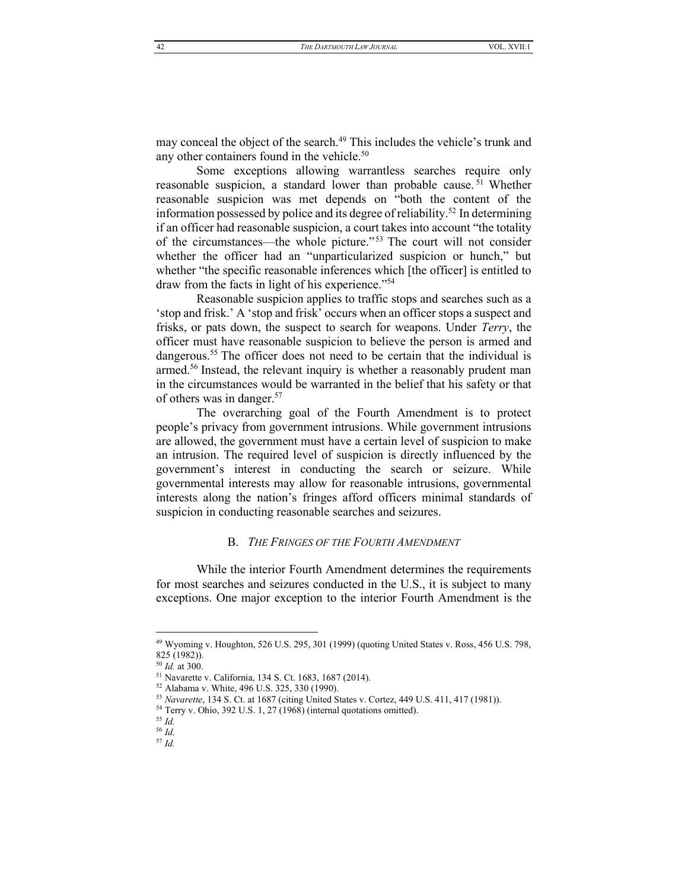may conceal the object of the search.[49] This includes the vehicle's trunk and any other containers found in the vehicle.[50]

Some exceptions allowing warrantless searches require only reasonable suspicion, a standard lower than probable cause.[51] Whether reasonable suspicion was met depends on "both the content of the information possessed by police and its degree of reliability.[52] In determining if an officer had reasonable suspicion, a court takes into account "the totality of the circumstances—the whole picture."[53] The court will not consider whether the officer had an "unparticularized suspicion or hunch," but whether "the specific reasonable inferences which [the officer] is entitled to draw from the facts in light of his experience."[54]

Reasonable suspicion applies to traffic stops and searches such as a 'stop and frisk.' A 'stop and frisk' occurs when an officer stops a suspect and frisks, or pats down, the suspect to search for weapons. Under *Terry*, the officer must have reasonable suspicion to believe the person is armed and dangerous.[55] The officer does not need to be certain that the individual is armed.[56] Instead, the relevant inquiry is whether a reasonably prudent man in the circumstances would be warranted in the belief that his safety or that of others was in danger.[57]

The overarching goal of the Fourth Amendment is to protect people's privacy from government intrusions. While government intrusions are allowed, the government must have a certain level of suspicion to make an intrusion. The required level of suspicion is directly influenced by the government's interest in conducting the search or seizure. While governmental interests may allow for reasonable intrusions, governmental interests along the nation's fringes afford officers minimal standards of suspicion in conducting reasonable searches and seizures.

### B. *The Fringes of the Fourth Amendment*

While the interior Fourth Amendment determines the requirements for most searches and seizures conducted in the U.S., it is subject to many exceptions. One major exception to the interior Fourth Amendment is the

---

[49] Wyoming v. Houghton, 526 U.S. 295, 301 (1999) (quoting United States v. Ross, 456 U.S. 798, 825 (1982)).
[50] *Id.* at 300.
[51] Navarette v. California, 134 S. Ct. 1683, 1687 (2014).
[52] Alabama v. White, 496 U.S. 325, 330 (1990).
[53] *Navarette*, 134 S. Ct. at 1687 (citing United States v. Cortez, 449 U.S. 411, 417 (1981)).
[54] Terry v. Ohio, 392 U.S. 1, 27 (1968) (internal quotations omitted).
[55] *Id.*
[56] *Id.*
[57] *Id.*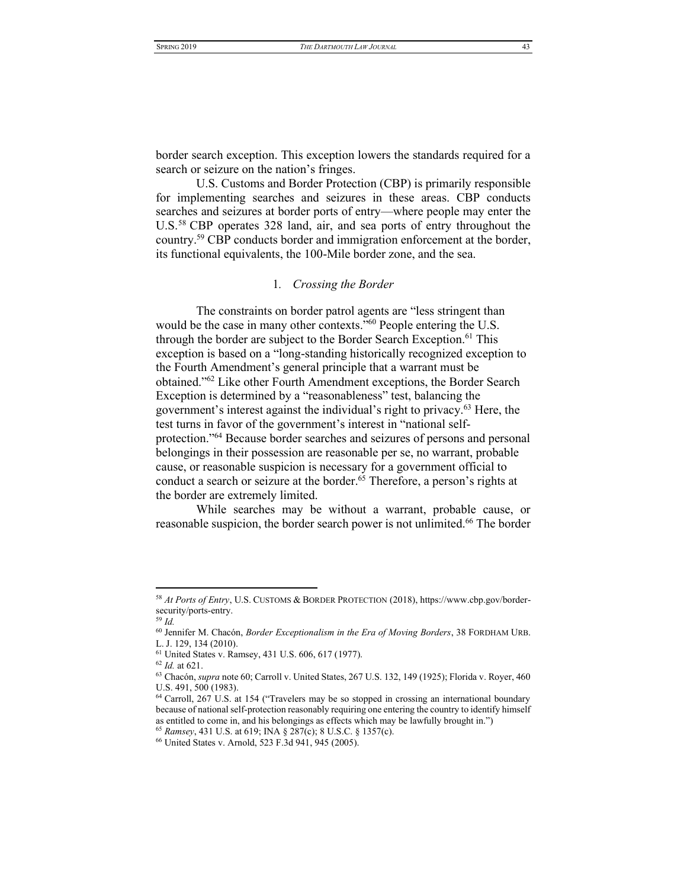border search exception. This exception lowers the standards required for a search or seizure on the nation's fringes.

U.S. Customs and Border Protection (CBP) is primarily responsible for implementing searches and seizures in these areas. CBP conducts searches and seizures at border ports of entry—where people may enter the U.S.[58] CBP operates 328 land, air, and sea ports of entry throughout the country.[59] CBP conducts border and immigration enforcement at the border, its functional equivalents, the 100-Mile border zone, and the sea.

### 1. *Crossing the Border*

The constraints on border patrol agents are "less stringent than would be the case in many other contexts."[60] People entering the U.S. through the border are subject to the Border Search Exception.[61] This exception is based on a "long-standing historically recognized exception to the Fourth Amendment's general principle that a warrant must be obtained."[62] Like other Fourth Amendment exceptions, the Border Search Exception is determined by a "reasonableness" test, balancing the government's interest against the individual's right to privacy.[63] Here, the test turns in favor of the government's interest in "national self-protection."[64] Because border searches and seizures of persons and personal belongings in their possession are reasonable per se, no warrant, probable cause, or reasonable suspicion is necessary for a government official to conduct a search or seizure at the border.[65] Therefore, a person's rights at the border are extremely limited.

While searches may be without a warrant, probable cause, or reasonable suspicion, the border search power is not unlimited.[66] The border

---

[58] *At Ports of Entry*, U.S. CUSTOMS & BORDER PROTECTION (2018), https://www.cbp.gov/border-security/ports-entry.

[59] *Id.*

[60] Jennifer M. Chacón, *Border Exceptionalism in the Era of Moving Borders*, 38 FORDHAM URB. L. J. 129, 134 (2010).

[61] United States v. Ramsey, 431 U.S. 606, 617 (1977).

[62] *Id.* at 621.

[63] Chacón, *supra* note 60; Carroll v. United States, 267 U.S. 132, 149 (1925); Florida v. Royer, 460 U.S. 491, 500 (1983).

[64] Carroll, 267 U.S. at 154 ("Travelers may be so stopped in crossing an international boundary because of national self-protection reasonably requiring one entering the country to identify himself as entitled to come in, and his belongings as effects which may be lawfully brought in.")

[65] *Ramsey*, 431 U.S. at 619; INA § 287(c); 8 U.S.C. § 1357(c).

[66] United States v. Arnold, 523 F.3d 941, 945 (2005).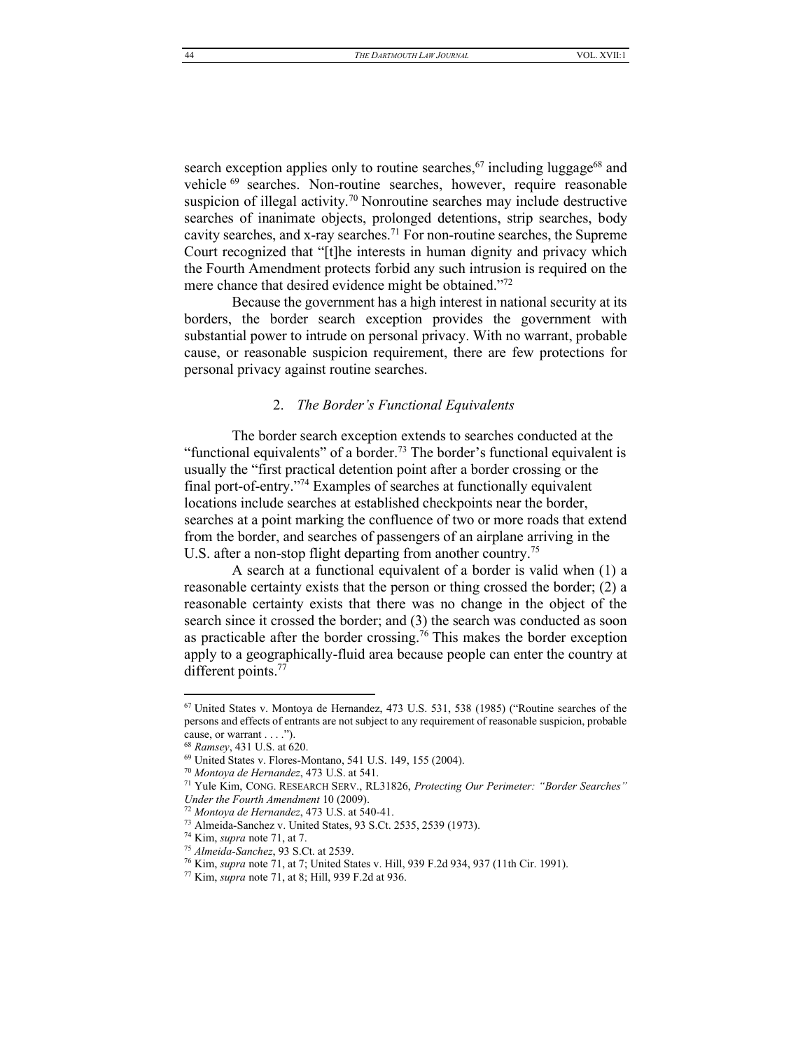search exception applies only to routine searches,[67] including luggage[68] and vehicle [69] searches. Non-routine searches, however, require reasonable suspicion of illegal activity.[70] Nonroutine searches may include destructive searches of inanimate objects, prolonged detentions, strip searches, body cavity searches, and x-ray searches.[71] For non-routine searches, the Supreme Court recognized that "[t]he interests in human dignity and privacy which the Fourth Amendment protects forbid any such intrusion is required on the mere chance that desired evidence might be obtained."[72]

Because the government has a high interest in national security at its borders, the border search exception provides the government with substantial power to intrude on personal privacy. With no warrant, probable cause, or reasonable suspicion requirement, there are few protections for personal privacy against routine searches.

### 2. *The Border's Functional Equivalents*

The border search exception extends to searches conducted at the "functional equivalents" of a border.[73] The border's functional equivalent is usually the "first practical detention point after a border crossing or the final port-of-entry."[74] Examples of searches at functionally equivalent locations include searches at established checkpoints near the border, searches at a point marking the confluence of two or more roads that extend from the border, and searches of passengers of an airplane arriving in the U.S. after a non-stop flight departing from another country.[75]

A search at a functional equivalent of a border is valid when (1) a reasonable certainty exists that the person or thing crossed the border; (2) a reasonable certainty exists that there was no change in the object of the search since it crossed the border; and (3) the search was conducted as soon as practicable after the border crossing.[76] This makes the border exception apply to a geographically-fluid area because people can enter the country at different points.[77]

---

[67] United States v. Montoya de Hernandez, 473 U.S. 531, 538 (1985) ("Routine searches of the persons and effects of entrants are not subject to any requirement of reasonable suspicion, probable cause, or warrant . . . .").

[68] *Ramsey*, 431 U.S. at 620.

[69] United States v. Flores-Montano, 541 U.S. 149, 155 (2004).

[70] *Montoya de Hernandez*, 473 U.S. at 541.

[71] Yule Kim, CONG. RESEARCH SERV., RL31826, *Protecting Our Perimeter: "Border Searches" Under the Fourth Amendment* 10 (2009).

[72] *Montoya de Hernandez*, 473 U.S. at 540-41.

[73] Almeida-Sanchez v. United States, 93 S.Ct. 2535, 2539 (1973).

[74] Kim, *supra* note 71, at 7.

[75] *Almeida-Sanchez*, 93 S.Ct. at 2539.

[76] Kim, *supra* note 71, at 7; United States v. Hill, 939 F.2d 934, 937 (11th Cir. 1991).

[77] Kim, *supra* note 71, at 8; Hill, 939 F.2d at 936.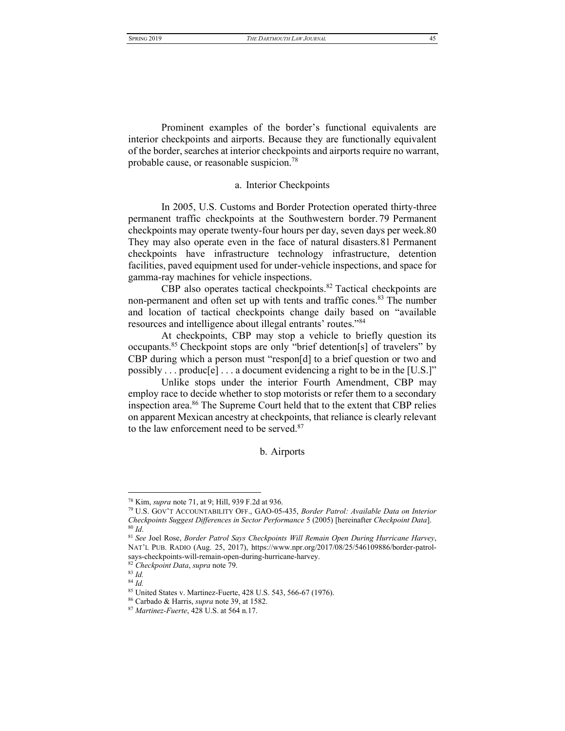Prominent examples of the border's functional equivalents are interior checkpoints and airports. Because they are functionally equivalent of the border, searches at interior checkpoints and airports require no warrant, probable cause, or reasonable suspicion.[78]

### a. Interior Checkpoints

In 2005, U.S. Customs and Border Protection operated thirty-three permanent traffic checkpoints at the Southwestern border. 79 Permanent checkpoints may operate twenty-four hours per day, seven days per week.80 They may also operate even in the face of natural disasters.81 Permanent checkpoints have infrastructure technology infrastructure, detention facilities, paved equipment used for under-vehicle inspections, and space for gamma-ray machines for vehicle inspections.

CBP also operates tactical checkpoints.[82] Tactical checkpoints are non-permanent and often set up with tents and traffic cones.[83] The number and location of tactical checkpoints change daily based on "available resources and intelligence about illegal entrants' routes."[84]

At checkpoints, CBP may stop a vehicle to briefly question its occupants.[85] Checkpoint stops are only "brief detention[s] of travelers" by CBP during which a person must "respon[d] to a brief question or two and possibly . . . produc[e] . . . a document evidencing a right to be in the [U.S.]"

Unlike stops under the interior Fourth Amendment, CBP may employ race to decide whether to stop motorists or refer them to a secondary inspection area.[86] The Supreme Court held that to the extent that CBP relies on apparent Mexican ancestry at checkpoints, that reliance is clearly relevant to the law enforcement need to be served.[87]

### b. Airports

---

[78] Kim, *supra* note 71, at 9; Hill, 939 F.2d at 936.

[79] U.S. GOV'T ACCOUNTABILITY OFF., GAO-05-435, *Border Patrol: Available Data on Interior Checkpoints Suggest Differences in Sector Performance* 5 (2005) [hereinafter *Checkpoint Data*].

[80] *Id*.

[81] *See* Joel Rose, *Border Patrol Says Checkpoints Will Remain Open During Hurricane Harvey*, NAT'L PUB. RADIO (Aug. 25, 2017), https://www.npr.org/2017/08/25/546109886/border-patrol-says-checkpoints-will-remain-open-during-hurricane-harvey.

[82] *Checkpoint Data*, *supra* note 79.

[83] *Id.*

[84] *Id.*

[85] United States v. Martinez-Fuerte, 428 U.S. 543, 566-67 (1976).

[86] Carbado & Harris, *supra* note 39, at 1582.

[87] *Martinez-Fuerte*, 428 U.S. at 564 n.17.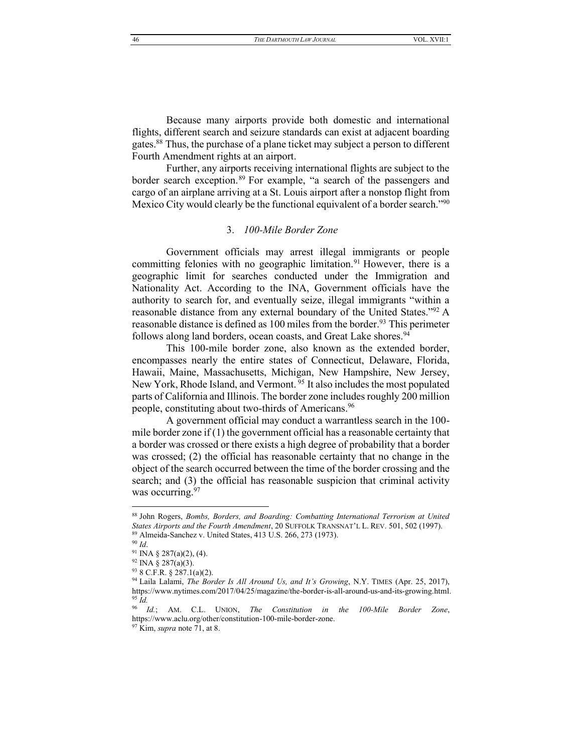Because many airports provide both domestic and international flights, different search and seizure standards can exist at adjacent boarding gates.[88] Thus, the purchase of a plane ticket may subject a person to different Fourth Amendment rights at an airport.

Further, any airports receiving international flights are subject to the border search exception.[89] For example, "a search of the passengers and cargo of an airplane arriving at a St. Louis airport after a nonstop flight from Mexico City would clearly be the functional equivalent of a border search."[90]

### 3. *100-Mile Border Zone*

Government officials may arrest illegal immigrants or people committing felonies with no geographic limitation.[91] However, there is a geographic limit for searches conducted under the Immigration and Nationality Act. According to the INA, Government officials have the authority to search for, and eventually seize, illegal immigrants "within a reasonable distance from any external boundary of the United States."[92] A reasonable distance is defined as 100 miles from the border.[93] This perimeter follows along land borders, ocean coasts, and Great Lake shores.[94]

This 100-mile border zone, also known as the extended border, encompasses nearly the entire states of Connecticut, Delaware, Florida, Hawaii, Maine, Massachusetts, Michigan, New Hampshire, New Jersey, New York, Rhode Island, and Vermont.[95] It also includes the most populated parts of California and Illinois. The border zone includes roughly 200 million people, constituting about two-thirds of Americans.[96]

A government official may conduct a warrantless search in the 100-mile border zone if (1) the government official has a reasonable certainty that a border was crossed or there exists a high degree of probability that a border was crossed; (2) the official has reasonable certainty that no change in the object of the search occurred between the time of the border crossing and the search; and (3) the official has reasonable suspicion that criminal activity was occurring.[97]

---

[88] John Rogers, *Bombs, Borders, and Boarding: Combatting International Terrorism at United States Airports and the Fourth Amendment*, 20 SUFFOLK TRANSNAT'L L. REV. 501, 502 (1997).

[89] Almeida-Sanchez v. United States, 413 U.S. 266, 273 (1973).

[90] *Id*.

[91] INA § 287(a)(2), (4).

[92] INA § 287(a)(3).

[93] 8 C.F.R. § 287.1(a)(2).

[94] Laila Lalami, *The Border Is All Around Us, and It's Growing*, N.Y. TIMES (Apr. 25, 2017), https://www.nytimes.com/2017/04/25/magazine/the-border-is-all-around-us-and-its-growing.html.

[95] *Id.*

[96] *Id.*; AM. C.L. UNION, *The Constitution in the 100-Mile Border Zone*, https://www.aclu.org/other/constitution-100-mile-border-zone.

[97] Kim, *supra* note 71, at 8.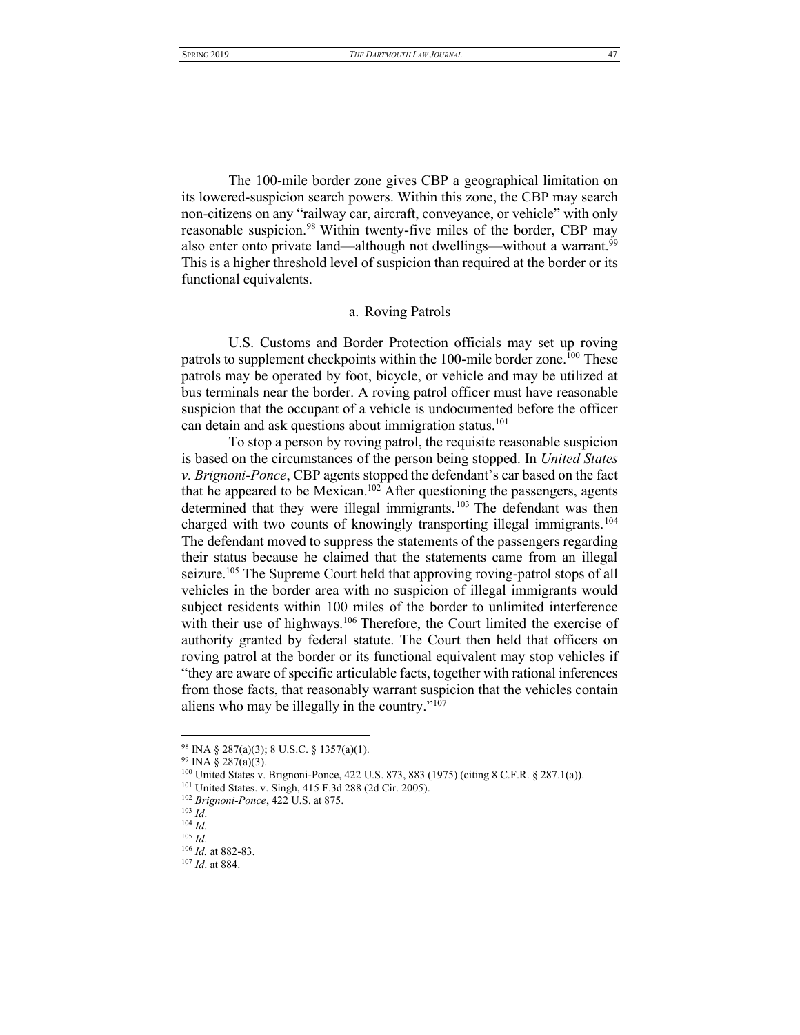The 100-mile border zone gives CBP a geographical limitation on its lowered-suspicion search powers. Within this zone, the CBP may search non-citizens on any "railway car, aircraft, conveyance, or vehicle" with only reasonable suspicion.[98] Within twenty-five miles of the border, CBP may also enter onto private land—although not dwellings—without a warrant.[99] This is a higher threshold level of suspicion than required at the border or its functional equivalents.

a. Roving Patrols

U.S. Customs and Border Protection officials may set up roving patrols to supplement checkpoints within the 100-mile border zone.[100] These patrols may be operated by foot, bicycle, or vehicle and may be utilized at bus terminals near the border. A roving patrol officer must have reasonable suspicion that the occupant of a vehicle is undocumented before the officer can detain and ask questions about immigration status.[101]

To stop a person by roving patrol, the requisite reasonable suspicion is based on the circumstances of the person being stopped. In *United States v. Brignoni-Ponce*, CBP agents stopped the defendant's car based on the fact that he appeared to be Mexican.[102] After questioning the passengers, agents determined that they were illegal immigrants.[103] The defendant was then charged with two counts of knowingly transporting illegal immigrants.[104] The defendant moved to suppress the statements of the passengers regarding their status because he claimed that the statements came from an illegal seizure.[105] The Supreme Court held that approving roving-patrol stops of all vehicles in the border area with no suspicion of illegal immigrants would subject residents within 100 miles of the border to unlimited interference with their use of highways.[106] Therefore, the Court limited the exercise of authority granted by federal statute. The Court then held that officers on roving patrol at the border or its functional equivalent may stop vehicles if "they are aware of specific articulable facts, together with rational inferences from those facts, that reasonably warrant suspicion that the vehicles contain aliens who may be illegally in the country."[107]

---

[98] INA § 287(a)(3); 8 U.S.C. § 1357(a)(1).
[99] INA § 287(a)(3).
[100] United States v. Brignoni-Ponce, 422 U.S. 873, 883 (1975) (citing 8 C.F.R. § 287.1(a)).
[101] United States. v. Singh, 415 F.3d 288 (2d Cir. 2005).
[102] *Brignoni-Ponce*, 422 U.S. at 875.
[103] *Id*.
[104] *Id.*
[105] *Id*.
[106] *Id.* at 882-83.
[107] *Id*. at 884.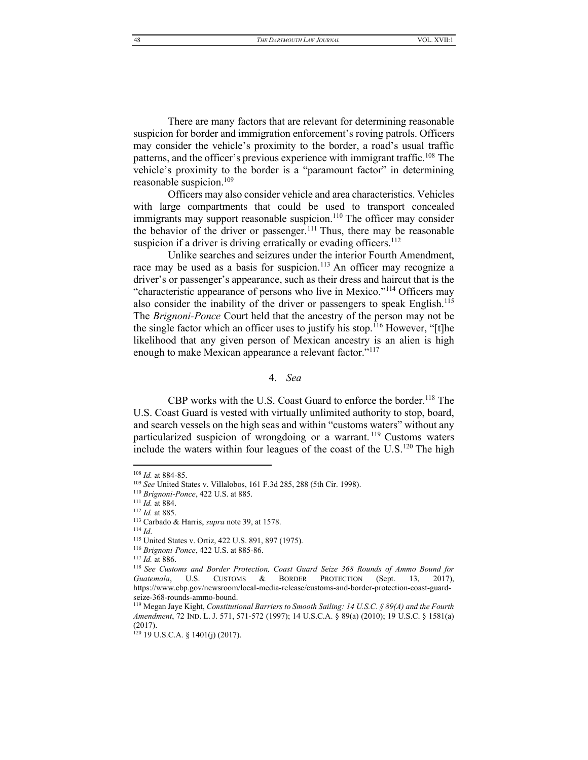There are many factors that are relevant for determining reasonable suspicion for border and immigration enforcement's roving patrols. Officers may consider the vehicle's proximity to the border, a road's usual traffic patterns, and the officer's previous experience with immigrant traffic.[108] The vehicle's proximity to the border is a "paramount factor" in determining reasonable suspicion.[109]

Officers may also consider vehicle and area characteristics. Vehicles with large compartments that could be used to transport concealed immigrants may support reasonable suspicion.[110] The officer may consider the behavior of the driver or passenger.[111] Thus, there may be reasonable suspicion if a driver is driving erratically or evading officers.[112]

Unlike searches and seizures under the interior Fourth Amendment, race may be used as a basis for suspicion.[113] An officer may recognize a driver's or passenger's appearance, such as their dress and haircut that is the "characteristic appearance of persons who live in Mexico."[114] Officers may also consider the inability of the driver or passengers to speak English.[115] The *Brignoni-Ponce* Court held that the ancestry of the person may not be the single factor which an officer uses to justify his stop.[116] However, "[t]he likelihood that any given person of Mexican ancestry is an alien is high enough to make Mexican appearance a relevant factor."[117]

#### 4. *Sea*

CBP works with the U.S. Coast Guard to enforce the border.[118] The U.S. Coast Guard is vested with virtually unlimited authority to stop, board, and search vessels on the high seas and within "customs waters" without any particularized suspicion of wrongdoing or a warrant.[119] Customs waters include the waters within four leagues of the coast of the U.S.[120] The high

---

[108] *Id.* at 884-85.

[109] *See* United States v. Villalobos, 161 F.3d 285, 288 (5th Cir. 1998).

[110] *Brignoni-Ponce*, 422 U.S. at 885.

[111] *Id.* at 884.

[112] *Id.* at 885.

[113] Carbado & Harris, *supra* note 39, at 1578.

[114] *Id*.

[115] United States v. Ortiz, 422 U.S. 891, 897 (1975).

[116] *Brignoni-Ponce*, 422 U.S. at 885-86.

[117] *Id.* at 886.

[118] *See Customs and Border Protection, Coast Guard Seize 368 Rounds of Ammo Bound for Guatemala*, U.S. CUSTOMS & BORDER PROTECTION (Sept. 13, 2017), https://www.cbp.gov/newsroom/local-media-release/customs-and-border-protection-coast-guard-seize-368-rounds-ammo-bound.

[119] Megan Jaye Kight, *Constitutional Barriers to Smooth Sailing: 14 U.S.C. § 89(A) and the Fourth Amendment*, 72 IND. L. J. 571, 571-572 (1997); 14 U.S.C.A. § 89(a) (2010); 19 U.S.C. § 1581(a) (2017).

[120] 19 U.S.C.A. § 1401(j) (2017).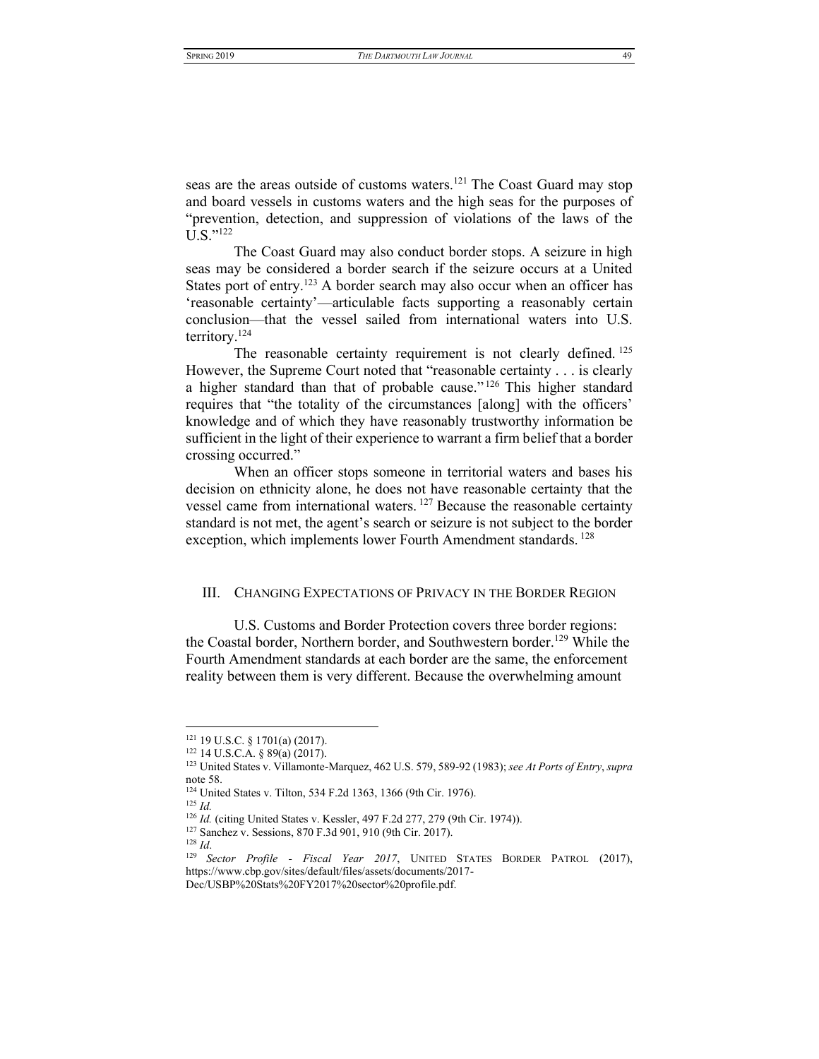seas are the areas outside of customs waters.[121] The Coast Guard may stop and board vessels in customs waters and the high seas for the purposes of "prevention, detection, and suppression of violations of the laws of the U.S."[122]

The Coast Guard may also conduct border stops. A seizure in high seas may be considered a border search if the seizure occurs at a United States port of entry.[123] A border search may also occur when an officer has 'reasonable certainty'—articulable facts supporting a reasonably certain conclusion—that the vessel sailed from international waters into U.S. territory.[124]

The reasonable certainty requirement is not clearly defined.[125] However, the Supreme Court noted that "reasonable certainty . . . is clearly a higher standard than that of probable cause."[126] This higher standard requires that "the totality of the circumstances [along] with the officers' knowledge and of which they have reasonably trustworthy information be sufficient in the light of their experience to warrant a firm belief that a border crossing occurred."

When an officer stops someone in territorial waters and bases his decision on ethnicity alone, he does not have reasonable certainty that the vessel came from international waters.[127] Because the reasonable certainty standard is not met, the agent's search or seizure is not subject to the border exception, which implements lower Fourth Amendment standards.[128]

## III. Changing Expectations of Privacy in the Border Region

U.S. Customs and Border Protection covers three border regions: the Coastal border, Northern border, and Southwestern border.[129] While the Fourth Amendment standards at each border are the same, the enforcement reality between them is very different. Because the overwhelming amount

---

[121] 19 U.S.C. § 1701(a) (2017).

[122] 14 U.S.C.A. § 89(a) (2017).

[123] United States v. Villamonte-Marquez, 462 U.S. 579, 589-92 (1983); *see At Ports of Entry*, *supra* note 58.

[124] United States v. Tilton, 534 F.2d 1363, 1366 (9th Cir. 1976).

[125] *Id.*

[126] *Id.* (citing United States v. Kessler, 497 F.2d 277, 279 (9th Cir. 1974)).

[127] Sanchez v. Sessions, 870 F.3d 901, 910 (9th Cir. 2017).

[128] *Id*.

[129] *Sector Profile - Fiscal Year 2017*, United States Border Patrol (2017), https://www.cbp.gov/sites/default/files/assets/documents/2017-Dec/USBP%20Stats%20FY2017%20sector%20profile.pdf.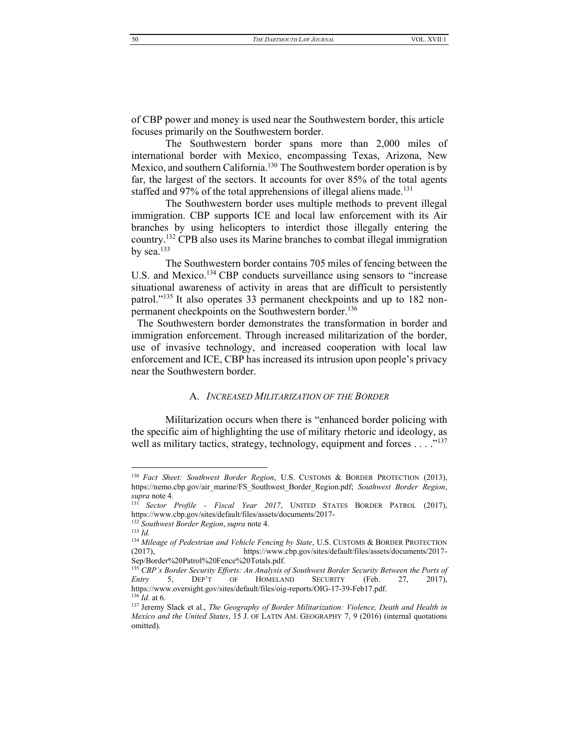of CBP power and money is used near the Southwestern border, this article focuses primarily on the Southwestern border.

The Southwestern border spans more than 2,000 miles of international border with Mexico, encompassing Texas, Arizona, New Mexico, and southern California.[130] The Southwestern border operation is by far, the largest of the sectors. It accounts for over 85% of the total agents staffed and 97% of the total apprehensions of illegal aliens made.[131]

The Southwestern border uses multiple methods to prevent illegal immigration. CBP supports ICE and local law enforcement with its Air branches by using helicopters to interdict those illegally entering the country.[132] CPB also uses its Marine branches to combat illegal immigration by sea.[133]

The Southwestern border contains 705 miles of fencing between the U.S. and Mexico.[134] CBP conducts surveillance using sensors to "increase situational awareness of activity in areas that are difficult to persistently patrol."[135] It also operates 33 permanent checkpoints and up to 182 non-permanent checkpoints on the Southwestern border.[136]

The Southwestern border demonstrates the transformation in border and immigration enforcement. Through increased militarization of the border, use of invasive technology, and increased cooperation with local law enforcement and ICE, CBP has increased its intrusion upon people's privacy near the Southwestern border.

### A. *Increased Militarization of the Border*

Militarization occurs when there is "enhanced border policing with the specific aim of highlighting the use of military rhetoric and ideology, as well as military tactics, strategy, technology, equipment and forces . . . ."[137]

---

[130] *Fact Sheet: Southwest Border Region*, U.S. CUSTOMS & BORDER PROTECTION (2013), https://nemo.cbp.gov/air_marine/FS_Southwest_Border_Region.pdf; *Southwest Border Region*, *supra* note 4.

[131] *Sector Profile - Fiscal Year 2017*, UNITED STATES BORDER PATROL (2017), https://www.cbp.gov/sites/default/files/assets/documents/2017-

[132] *Southwest Border Region*, *supra* note 4.

[133] *Id.*

[134] *Mileage of Pedestrian and Vehicle Fencing by State*, U.S. CUSTOMS & BORDER PROTECTION (2017), https://www.cbp.gov/sites/default/files/assets/documents/2017-Sep/Border%20Patrol%20Fence%20Totals.pdf.

[135] *CBP's Border Security Efforts: An Analysis of Southwest Border Security Between the Ports of Entry* 5, DEP'T OF HOMELAND SECURITY (Feb. 27, 2017), https://www.oversight.gov/sites/default/files/oig-reports/OIG-17-39-Feb17.pdf.

[136] *Id.* at 6.

[137] Jeremy Slack et al., *The Geography of Border Militarization: Violence, Death and Health in Mexico and the United States*, 15 J. OF LATIN AM. GEOGRAPHY 7, 9 (2016) (internal quotations omitted).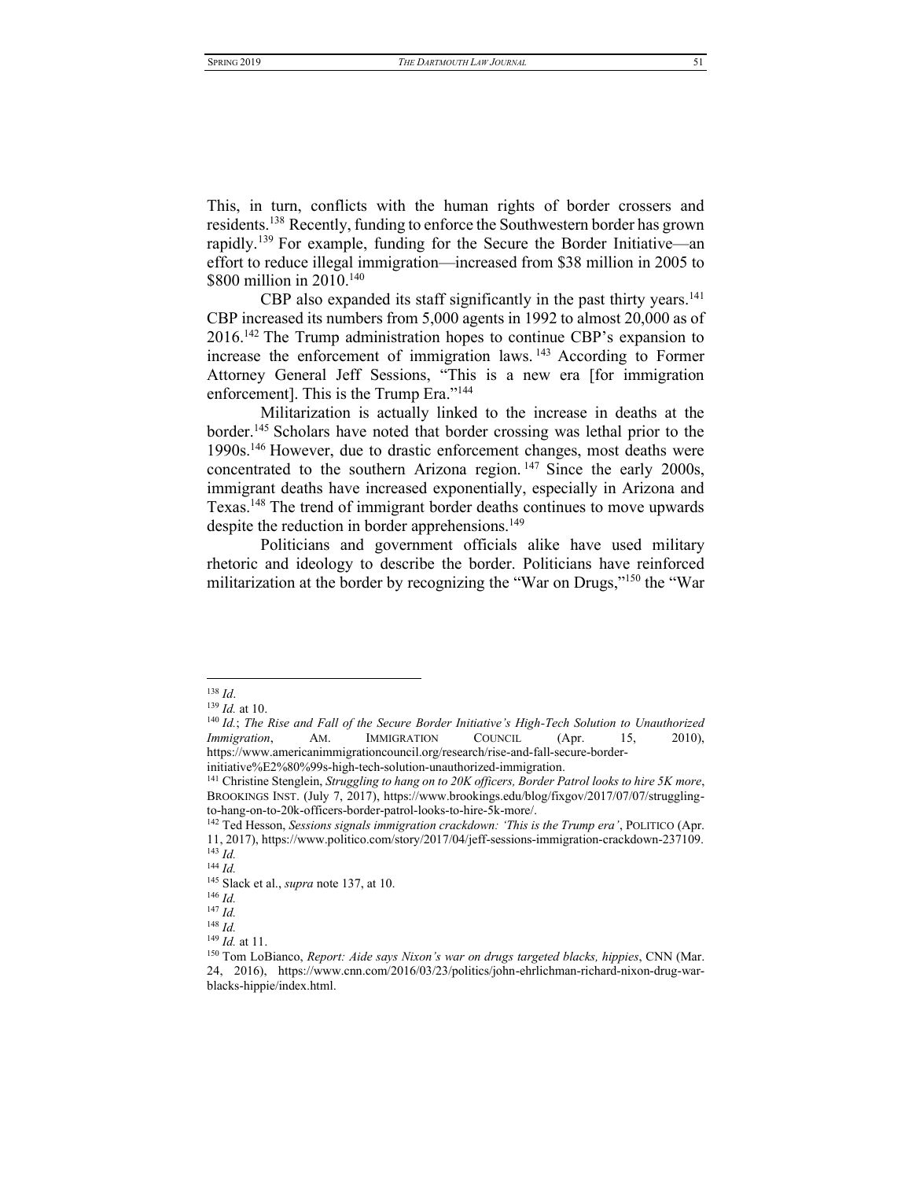This, in turn, conflicts with the human rights of border crossers and residents.[138] Recently, funding to enforce the Southwestern border has grown rapidly.[139] For example, funding for the Secure the Border Initiative—an effort to reduce illegal immigration—increased from $38 million in 2005 to $800 million in 2010.[140]

CBP also expanded its staff significantly in the past thirty years.[141] CBP increased its numbers from 5,000 agents in 1992 to almost 20,000 as of 2016.[142] The Trump administration hopes to continue CBP's expansion to increase the enforcement of immigration laws.[143] According to Former Attorney General Jeff Sessions, "This is a new era [for immigration enforcement]. This is the Trump Era."[144]

Militarization is actually linked to the increase in deaths at the border.[145] Scholars have noted that border crossing was lethal prior to the 1990s.[146] However, due to drastic enforcement changes, most deaths were concentrated to the southern Arizona region.[147] Since the early 2000s, immigrant deaths have increased exponentially, especially in Arizona and Texas.[148] The trend of immigrant border deaths continues to move upwards despite the reduction in border apprehensions.[149]

Politicians and government officials alike have used military rhetoric and ideology to describe the border. Politicians have reinforced militarization at the border by recognizing the "War on Drugs,"[150] the "War

---

[138] *Id*.

[139] *Id.* at 10.

[140] *Id.*; *The Rise and Fall of the Secure Border Initiative's High-Tech Solution to Unauthorized Immigration*, AM. IMMIGRATION COUNCIL (Apr. 15, 2010), https://www.americanimmigrationcouncil.org/research/rise-and-fall-secure-border-initiative%E2%80%99s-high-tech-solution-unauthorized-immigration.

[141] Christine Stenglein, *Struggling to hang on to 20K officers, Border Patrol looks to hire 5K more*, BROOKINGS INST. (July 7, 2017), https://www.brookings.edu/blog/fixgov/2017/07/07/struggling-to-hang-on-to-20k-officers-border-patrol-looks-to-hire-5k-more/.

[142] Ted Hesson, *Sessions signals immigration crackdown: 'This is the Trump era'*, POLITICO (Apr. 11, 2017), https://www.politico.com/story/2017/04/jeff-sessions-immigration-crackdown-237109.

[143] *Id.*

[144] *Id.*

[145] Slack et al., *supra* note 137, at 10.

[146] *Id.*

[147] *Id.*

[148] *Id.*

[149] *Id.* at 11.

[150] Tom LoBianco, *Report: Aide says Nixon's war on drugs targeted blacks, hippies*, CNN (Mar. 24, 2016), https://www.cnn.com/2016/03/23/politics/john-ehrlichman-richard-nixon-drug-war-blacks-hippie/index.html.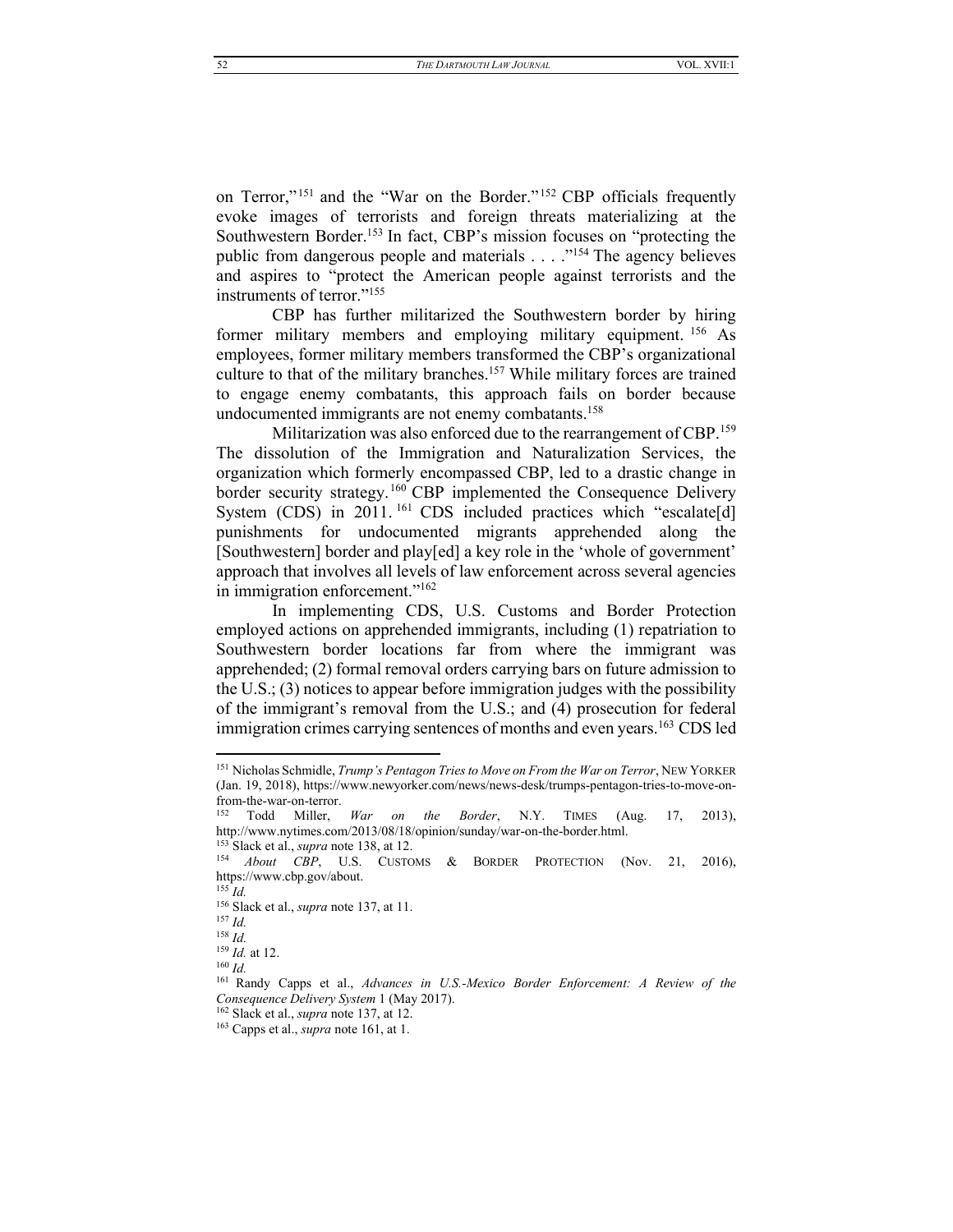on Terror,"[151] and the "War on the Border."[152] CBP officials frequently evoke images of terrorists and foreign threats materializing at the Southwestern Border.[153] In fact, CBP's mission focuses on "protecting the public from dangerous people and materials . . . ."[154] The agency believes and aspires to "protect the American people against terrorists and the instruments of terror."[155]

CBP has further militarized the Southwestern border by hiring former military members and employing military equipment.[156] As employees, former military members transformed the CBP's organizational culture to that of the military branches.[157] While military forces are trained to engage enemy combatants, this approach fails on border because undocumented immigrants are not enemy combatants.[158]

Militarization was also enforced due to the rearrangement of CBP.[159] The dissolution of the Immigration and Naturalization Services, the organization which formerly encompassed CBP, led to a drastic change in border security strategy.[160] CBP implemented the Consequence Delivery System (CDS) in 2011.[161] CDS included practices which "escalate[d] punishments for undocumented migrants apprehended along the [Southwestern] border and play[ed] a key role in the 'whole of government' approach that involves all levels of law enforcement across several agencies in immigration enforcement."[162]

In implementing CDS, U.S. Customs and Border Protection employed actions on apprehended immigrants, including (1) repatriation to Southwestern border locations far from where the immigrant was apprehended; (2) formal removal orders carrying bars on future admission to the U.S.; (3) notices to appear before immigration judges with the possibility of the immigrant's removal from the U.S.; and (4) prosecution for federal immigration crimes carrying sentences of months and even years.[163] CDS led

---

[151] Nicholas Schmidle, *Trump's Pentagon Tries to Move on From the War on Terror*, NEW YORKER (Jan. 19, 2018), https://www.newyorker.com/news/news-desk/trumps-pentagon-tries-to-move-on-from-the-war-on-terror.

[152] Todd Miller, *War on the Border*, N.Y. TIMES (Aug. 17, 2013), http://www.nytimes.com/2013/08/18/opinion/sunday/war-on-the-border.html.

[153] Slack et al., *supra* note 138, at 12.

[154] *About CBP*, U.S. CUSTOMS & BORDER PROTECTION (Nov. 21, 2016), https://www.cbp.gov/about.

[155] *Id.*

[156] Slack et al., *supra* note 137, at 11.

[157] *Id.*

[158] *Id.*

[159] *Id.* at 12.

[160] *Id.*

[161] Randy Capps et al., *Advances in U.S.-Mexico Border Enforcement: A Review of the Consequence Delivery System* 1 (May 2017).

[162] Slack et al., *supra* note 137, at 12.

[163] Capps et al., *supra* note 161, at 1.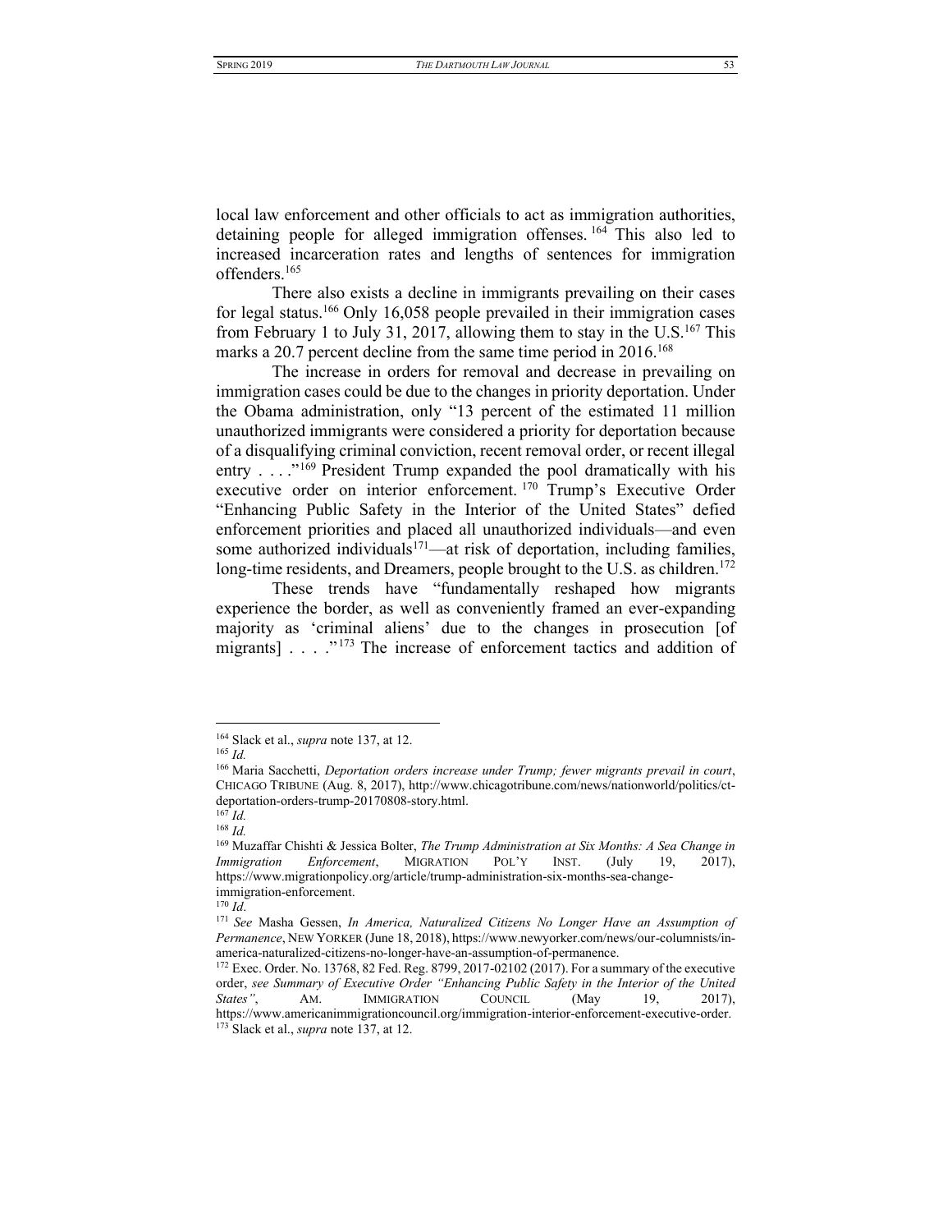local law enforcement and other officials to act as immigration authorities, detaining people for alleged immigration offenses.[164] This also led to increased incarceration rates and lengths of sentences for immigration offenders.[165]

There also exists a decline in immigrants prevailing on their cases for legal status.[166] Only 16,058 people prevailed in their immigration cases from February 1 to July 31, 2017, allowing them to stay in the U.S.[167] This marks a 20.7 percent decline from the same time period in 2016.[168]

The increase in orders for removal and decrease in prevailing on immigration cases could be due to the changes in priority deportation. Under the Obama administration, only "13 percent of the estimated 11 million unauthorized immigrants were considered a priority for deportation because of a disqualifying criminal conviction, recent removal order, or recent illegal entry . . . ."[169] President Trump expanded the pool dramatically with his executive order on interior enforcement.[170] Trump's Executive Order "Enhancing Public Safety in the Interior of the United States" defied enforcement priorities and placed all unauthorized individuals—and even some authorized individuals[171]—at risk of deportation, including families, long-time residents, and Dreamers, people brought to the U.S. as children.[172]

These trends have "fundamentally reshaped how migrants experience the border, as well as conveniently framed an ever-expanding majority as 'criminal aliens' due to the changes in prosecution [of migrants] . . . ."[173] The increase of enforcement tactics and addition of

---

[164] Slack et al., *supra* note 137, at 12.

[165] *Id.*

[166] Maria Sacchetti, *Deportation orders increase under Trump; fewer migrants prevail in court*, CHICAGO TRIBUNE (Aug. 8, 2017), http://www.chicagotribune.com/news/nationworld/politics/ct-deportation-orders-trump-20170808-story.html.

[167] *Id.*

[168] *Id.*

[169] Muzaffar Chishti & Jessica Bolter, *The Trump Administration at Six Months: A Sea Change in Immigration Enforcement*, MIGRATION POL'Y INST. (July 19, 2017), https://www.migrationpolicy.org/article/trump-administration-six-months-sea-change-immigration-enforcement.

[170] *Id*.

[171] *See* Masha Gessen, *In America, Naturalized Citizens No Longer Have an Assumption of Permanence*, NEW YORKER (June 18, 2018), https://www.newyorker.com/news/our-columnists/in-america-naturalized-citizens-no-longer-have-an-assumption-of-permanence.

[172] Exec. Order. No. 13768, 82 Fed. Reg. 8799, 2017-02102 (2017). For a summary of the executive order, *see Summary of Executive Order "Enhancing Public Safety in the Interior of the United States"*, AM. IMMIGRATION COUNCIL (May 19, 2017), https://www.americanimmigrationcouncil.org/immigration-interior-enforcement-executive-order.

[173] Slack et al., *supra* note 137, at 12.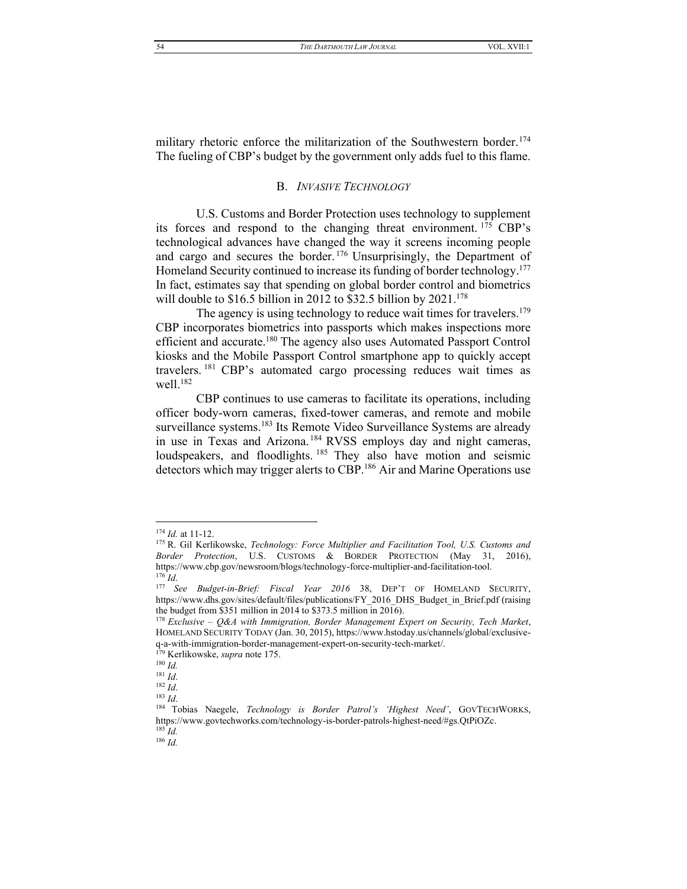military rhetoric enforce the militarization of the Southwestern border.[174] The fueling of CBP's budget by the government only adds fuel to this flame.

### B. *INVASIVE TECHNOLOGY*

U.S. Customs and Border Protection uses technology to supplement its forces and respond to the changing threat environment.[175] CBP's technological advances have changed the way it screens incoming people and cargo and secures the border.[176] Unsurprisingly, the Department of Homeland Security continued to increase its funding of border technology.[177] In fact, estimates say that spending on global border control and biometrics will double to \$16.5 billion in 2012 to \$32.5 billion by 2021.[178]

The agency is using technology to reduce wait times for travelers.[179] CBP incorporates biometrics into passports which makes inspections more efficient and accurate.[180] The agency also uses Automated Passport Control kiosks and the Mobile Passport Control smartphone app to quickly accept travelers.[181] CBP's automated cargo processing reduces wait times as well.[182]

CBP continues to use cameras to facilitate its operations, including officer body-worn cameras, fixed-tower cameras, and remote and mobile surveillance systems.[183] Its Remote Video Surveillance Systems are already in use in Texas and Arizona.[184] RVSS employs day and night cameras, loudspeakers, and floodlights.[185] They also have motion and seismic detectors which may trigger alerts to CBP.[186] Air and Marine Operations use

---

[174] *Id.* at 11-12.

[175] R. Gil Kerlikowske, *Technology: Force Multiplier and Facilitation Tool, U.S. Customs and Border Protection*, U.S. CUSTOMS & BORDER PROTECTION (May 31, 2016), https://www.cbp.gov/newsroom/blogs/technology-force-multiplier-and-facilitation-tool.

[176] *Id*.

[177] *See Budget-in-Brief: Fiscal Year 2016* 38, DEP'T OF HOMELAND SECURITY, https://www.dhs.gov/sites/default/files/publications/FY_2016_DHS_Budget_in_Brief.pdf (raising the budget from \$351 million in 2014 to \$373.5 million in 2016).

[178] *Exclusive – Q&A with Immigration, Border Management Expert on Security, Tech Market*, HOMELAND SECURITY TODAY (Jan. 30, 2015), https://www.hstoday.us/channels/global/exclusive-q-a-with-immigration-border-management-expert-on-security-tech-market/.

[179] Kerlikowske, *supra* note 175.

[180] *Id.*

[181] *Id*.

[182] *Id*.

[183] *Id*.

[184] Tobias Naegele, *Technology is Border Patrol's 'Highest Need'*, GOVTECHWORKS, https://www.govtechworks.com/technology-is-border-patrols-highest-need/#gs.QtPiOZc.

[185] *Id.*

[186] *Id.*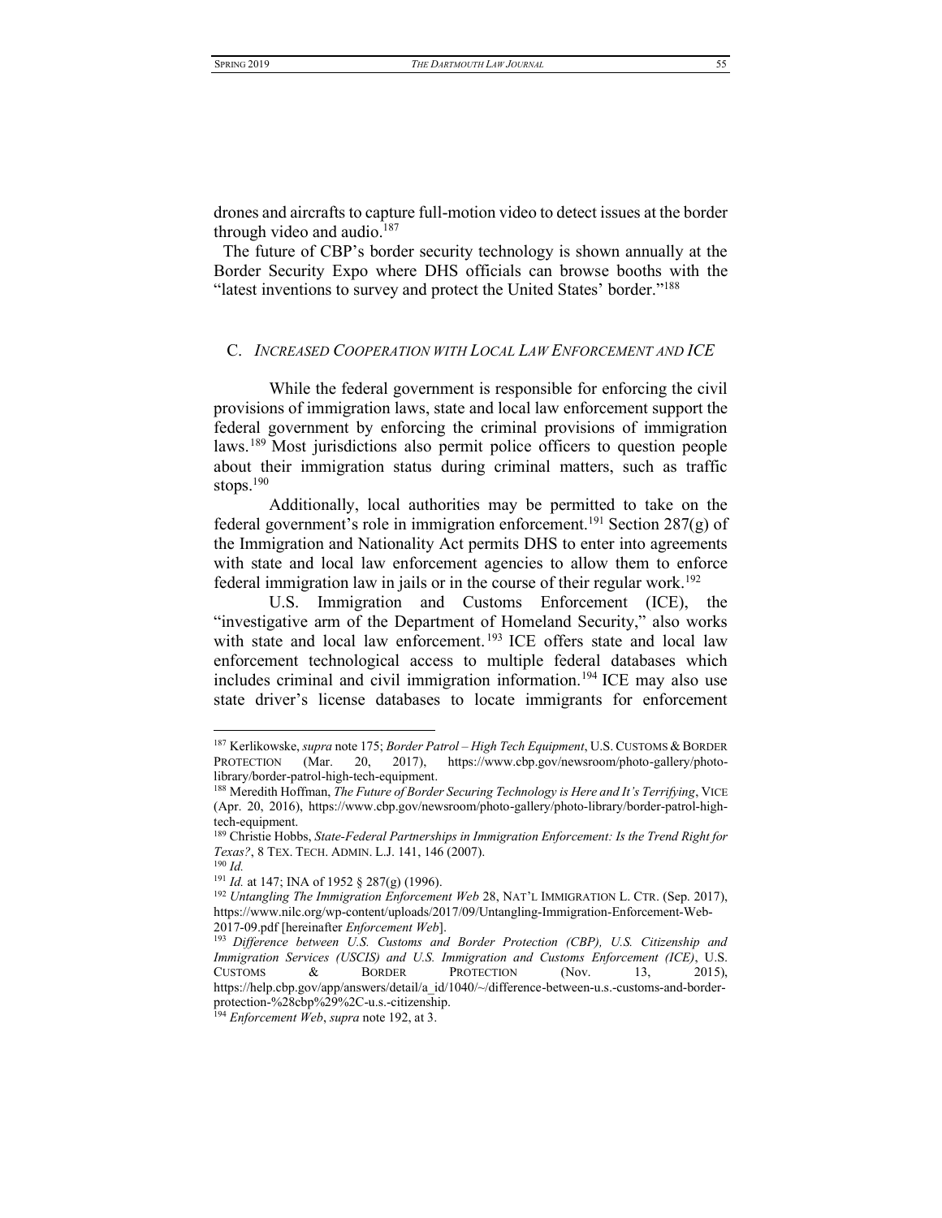drones and aircrafts to capture full-motion video to detect issues at the border through video and audio.[187]

The future of CBP's border security technology is shown annually at the Border Security Expo where DHS officials can browse booths with the "latest inventions to survey and protect the United States' border."[188]

### C. *Increased Cooperation with Local Law Enforcement and ICE*

While the federal government is responsible for enforcing the civil provisions of immigration laws, state and local law enforcement support the federal government by enforcing the criminal provisions of immigration laws.[189] Most jurisdictions also permit police officers to question people about their immigration status during criminal matters, such as traffic stops.[190]

Additionally, local authorities may be permitted to take on the federal government's role in immigration enforcement.[191] Section 287(g) of the Immigration and Nationality Act permits DHS to enter into agreements with state and local law enforcement agencies to allow them to enforce federal immigration law in jails or in the course of their regular work.[192]

U.S. Immigration and Customs Enforcement (ICE), the "investigative arm of the Department of Homeland Security," also works with state and local law enforcement.[193] ICE offers state and local law enforcement technological access to multiple federal databases which includes criminal and civil immigration information.[194] ICE may also use state driver's license databases to locate immigrants for enforcement

---

[187] Kerlikowske, *supra* note 175; *Border Patrol – High Tech Equipment*, U.S. CUSTOMS & BORDER PROTECTION (Mar. 20, 2017), https://www.cbp.gov/newsroom/photo-gallery/photo-library/border-patrol-high-tech-equipment.

[188] Meredith Hoffman, *The Future of Border Securing Technology is Here and It's Terrifying*, VICE (Apr. 20, 2016), https://www.cbp.gov/newsroom/photo-gallery/photo-library/border-patrol-high-tech-equipment.

[189] Christie Hobbs, *State-Federal Partnerships in Immigration Enforcement: Is the Trend Right for Texas?*, 8 TEX. TECH. ADMIN. L.J. 141, 146 (2007).

[190] *Id.*

[191] *Id.* at 147; INA of 1952 § 287(g) (1996).

[192] *Untangling The Immigration Enforcement Web* 28, NAT'L IMMIGRATION L. CTR. (Sep. 2017), https://www.nilc.org/wp-content/uploads/2017/09/Untangling-Immigration-Enforcement-Web-2017-09.pdf [hereinafter *Enforcement Web*].

[193] *Difference between U.S. Customs and Border Protection (CBP), U.S. Citizenship and Immigration Services (USCIS) and U.S. Immigration and Customs Enforcement (ICE)*, U.S. CUSTOMS & BORDER PROTECTION (Nov. 13, 2015), https://help.cbp.gov/app/answers/detail/a_id/1040/~/difference-between-u.s.-customs-and-border-protection-%28cbp%29%2C-u.s.-citizenship.

[194] *Enforcement Web*, *supra* note 192, at 3.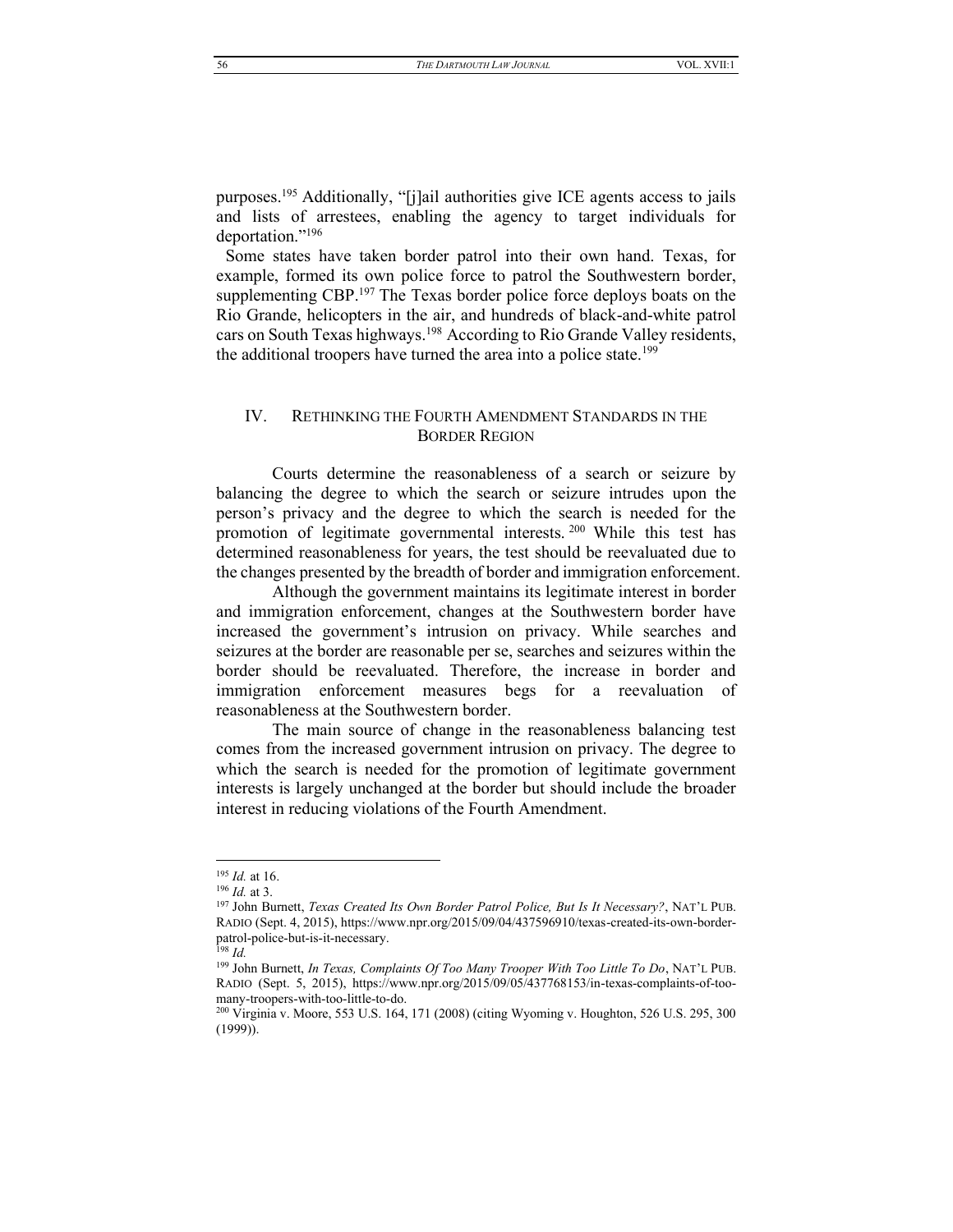purposes.[195] Additionally, "[j]ail authorities give ICE agents access to jails and lists of arrestees, enabling the agency to target individuals for deportation."[196]

Some states have taken border patrol into their own hand. Texas, for example, formed its own police force to patrol the Southwestern border, supplementing CBP.[197] The Texas border police force deploys boats on the Rio Grande, helicopters in the air, and hundreds of black-and-white patrol cars on South Texas highways.[198] According to Rio Grande Valley residents, the additional troopers have turned the area into a police state.[199]

## IV. RETHINKING THE FOURTH AMENDMENT STANDARDS IN THE BORDER REGION

Courts determine the reasonableness of a search or seizure by balancing the degree to which the search or seizure intrudes upon the person's privacy and the degree to which the search is needed for the promotion of legitimate governmental interests.[200] While this test has determined reasonableness for years, the test should be reevaluated due to the changes presented by the breadth of border and immigration enforcement.

Although the government maintains its legitimate interest in border and immigration enforcement, changes at the Southwestern border have increased the government's intrusion on privacy. While searches and seizures at the border are reasonable per se, searches and seizures within the border should be reevaluated. Therefore, the increase in border and immigration enforcement measures begs for a reevaluation of reasonableness at the Southwestern border.

The main source of change in the reasonableness balancing test comes from the increased government intrusion on privacy. The degree to which the search is needed for the promotion of legitimate government interests is largely unchanged at the border but should include the broader interest in reducing violations of the Fourth Amendment.

---

[195] *Id.* at 16.

[196] *Id.* at 3.

[197] John Burnett, *Texas Created Its Own Border Patrol Police, But Is It Necessary?*, NAT'L PUB. RADIO (Sept. 4, 2015), https://www.npr.org/2015/09/04/437596910/texas-created-its-own-border-patrol-police-but-is-it-necessary.

[198] *Id.*

[199] John Burnett, *In Texas, Complaints Of Too Many Trooper With Too Little To Do*, NAT'L PUB. RADIO (Sept. 5, 2015), https://www.npr.org/2015/09/05/437768153/in-texas-complaints-of-too-many-troopers-with-too-little-to-do.

[200] Virginia v. Moore, 553 U.S. 164, 171 (2008) (citing Wyoming v. Houghton, 526 U.S. 295, 300 (1999)).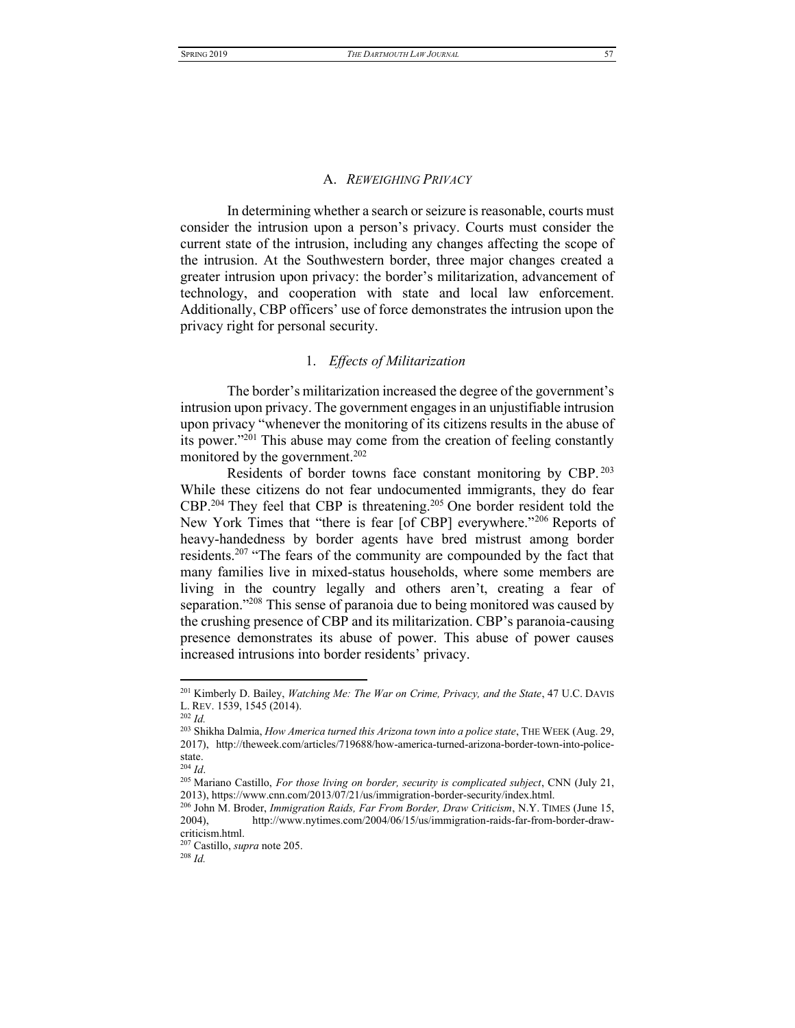### A. *REWEIGHING PRIVACY*

In determining whether a search or seizure is reasonable, courts must consider the intrusion upon a person's privacy. Courts must consider the current state of the intrusion, including any changes affecting the scope of the intrusion. At the Southwestern border, three major changes created a greater intrusion upon privacy: the border's militarization, advancement of technology, and cooperation with state and local law enforcement. Additionally, CBP officers' use of force demonstrates the intrusion upon the privacy right for personal security.

#### 1. *Effects of Militarization*

The border's militarization increased the degree of the government's intrusion upon privacy. The government engages in an unjustifiable intrusion upon privacy "whenever the monitoring of its citizens results in the abuse of its power."[201] This abuse may come from the creation of feeling constantly monitored by the government.[202]

Residents of border towns face constant monitoring by CBP.[203] While these citizens do not fear undocumented immigrants, they do fear CBP.[204] They feel that CBP is threatening.[205] One border resident told the New York Times that "there is fear [of CBP] everywhere."[206] Reports of heavy-handedness by border agents have bred mistrust among border residents.[207] "The fears of the community are compounded by the fact that many families live in mixed-status households, where some members are living in the country legally and others aren't, creating a fear of separation."[208] This sense of paranoia due to being monitored was caused by the crushing presence of CBP and its militarization. CBP's paranoia-causing presence demonstrates its abuse of power. This abuse of power causes increased intrusions into border residents' privacy.

---

[201] Kimberly D. Bailey, *Watching Me: The War on Crime, Privacy, and the State*, 47 U.C. DAVIS L. REV. 1539, 1545 (2014).

[202] *Id.*

[203] Shikha Dalmia, *How America turned this Arizona town into a police state*, THE WEEK (Aug. 29, 2017), http://theweek.com/articles/719688/how-america-turned-arizona-border-town-into-police-state.

[204] *Id*.

[205] Mariano Castillo, *For those living on border, security is complicated subject*, CNN (July 21, 2013), https://www.cnn.com/2013/07/21/us/immigration-border-security/index.html.

[206] John M. Broder, *Immigration Raids, Far From Border, Draw Criticism*, N.Y. TIMES (June 15, 2004), http://www.nytimes.com/2004/06/15/us/immigration-raids-far-from-border-draw-criticism.html.

[207] Castillo, *supra* note 205.

[208] *Id.*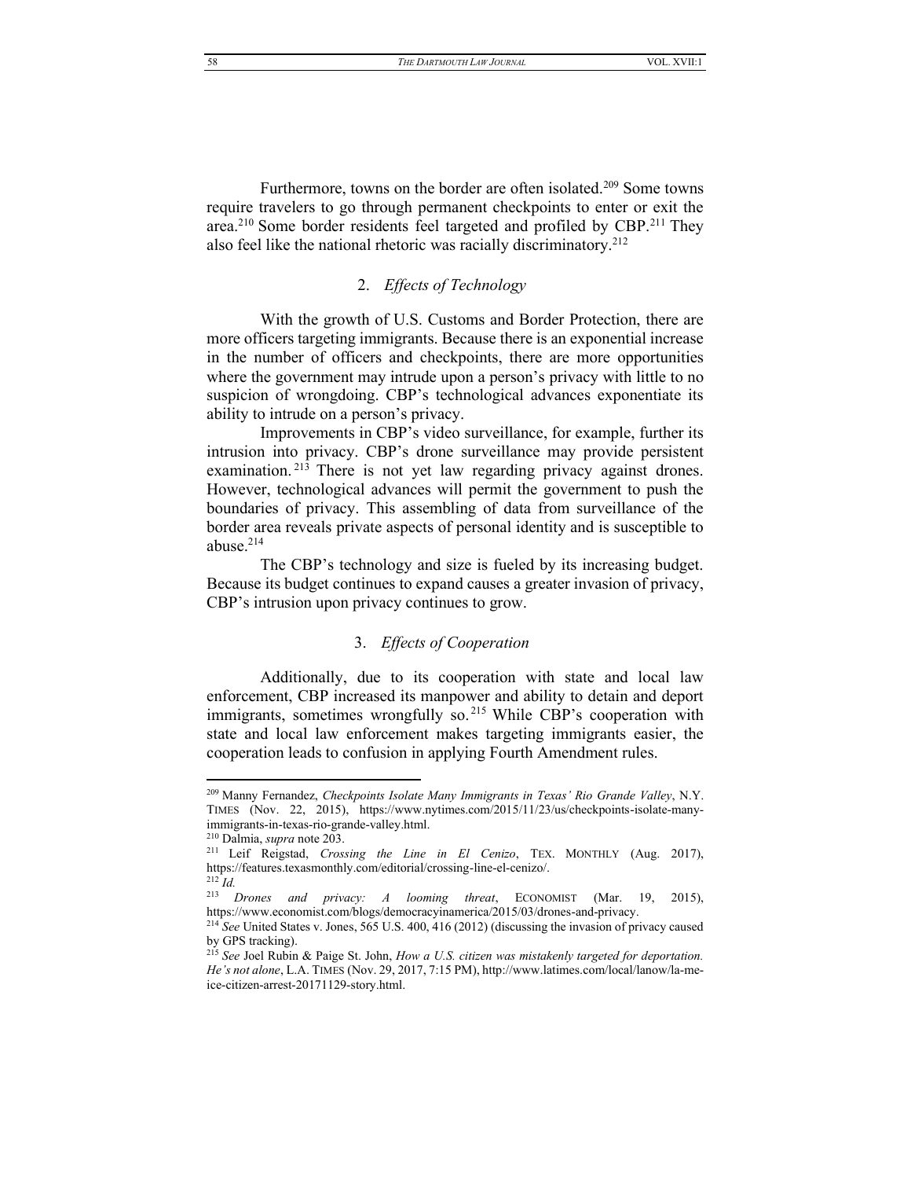Furthermore, towns on the border are often isolated.[209] Some towns require travelers to go through permanent checkpoints to enter or exit the area.[210] Some border residents feel targeted and profiled by CBP.[211] They also feel like the national rhetoric was racially discriminatory.[212]

### 2. *Effects of Technology*

With the growth of U.S. Customs and Border Protection, there are more officers targeting immigrants. Because there is an exponential increase in the number of officers and checkpoints, there are more opportunities where the government may intrude upon a person's privacy with little to no suspicion of wrongdoing. CBP's technological advances exponentiate its ability to intrude on a person's privacy.

Improvements in CBP's video surveillance, for example, further its intrusion into privacy. CBP's drone surveillance may provide persistent examination.[213] There is not yet law regarding privacy against drones. However, technological advances will permit the government to push the boundaries of privacy. This assembling of data from surveillance of the border area reveals private aspects of personal identity and is susceptible to abuse.[214]

The CBP's technology and size is fueled by its increasing budget. Because its budget continues to expand causes a greater invasion of privacy, CBP's intrusion upon privacy continues to grow.

### 3. *Effects of Cooperation*

Additionally, due to its cooperation with state and local law enforcement, CBP increased its manpower and ability to detain and deport immigrants, sometimes wrongfully so.[215] While CBP's cooperation with state and local law enforcement makes targeting immigrants easier, the cooperation leads to confusion in applying Fourth Amendment rules.

---

[209] Manny Fernandez, *Checkpoints Isolate Many Immigrants in Texas' Rio Grande Valley*, N.Y. TIMES (Nov. 22, 2015), https://www.nytimes.com/2015/11/23/us/checkpoints-isolate-many-immigrants-in-texas-rio-grande-valley.html.

[210] Dalmia, *supra* note 203.

[211] Leif Reigstad, *Crossing the Line in El Cenizo*, TEX. MONTHLY (Aug. 2017), https://features.texasmonthly.com/editorial/crossing-line-el-cenizo/.

[212] *Id.*

[213] *Drones and privacy: A looming threat*, ECONOMIST (Mar. 19, 2015), https://www.economist.com/blogs/democracyinamerica/2015/03/drones-and-privacy.

[214] *See* United States v. Jones, 565 U.S. 400, 416 (2012) (discussing the invasion of privacy caused by GPS tracking).

[215] *See* Joel Rubin & Paige St. John, *How a U.S. citizen was mistakenly targeted for deportation. He's not alone*, L.A. TIMES (Nov. 29, 2017, 7:15 PM), http://www.latimes.com/local/lanow/la-me-ice-citizen-arrest-20171129-story.html.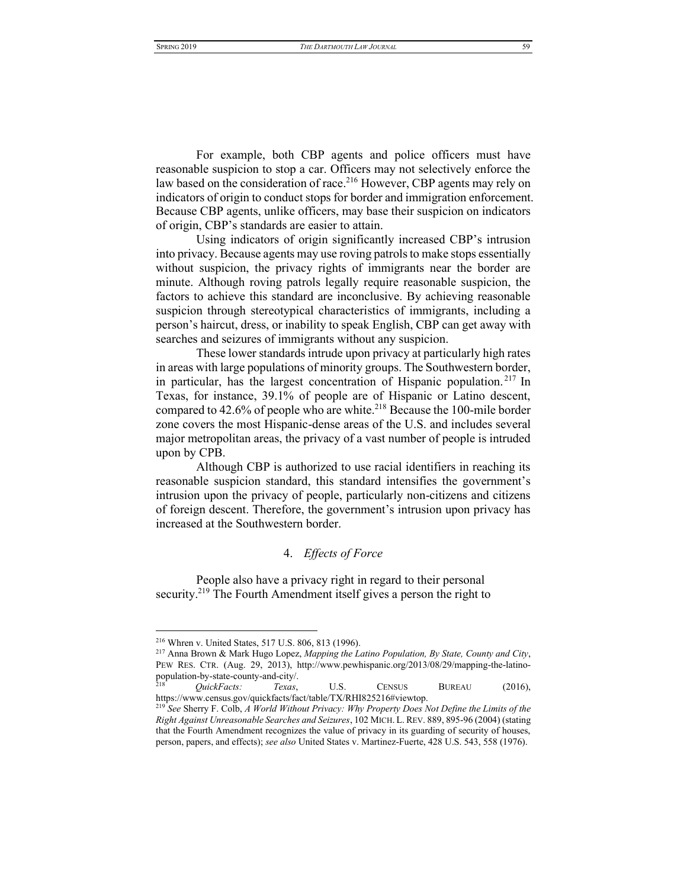For example, both CBP agents and police officers must have reasonable suspicion to stop a car. Officers may not selectively enforce the law based on the consideration of race.[216] However, CBP agents may rely on indicators of origin to conduct stops for border and immigration enforcement. Because CBP agents, unlike officers, may base their suspicion on indicators of origin, CBP's standards are easier to attain.

Using indicators of origin significantly increased CBP's intrusion into privacy. Because agents may use roving patrols to make stops essentially without suspicion, the privacy rights of immigrants near the border are minute. Although roving patrols legally require reasonable suspicion, the factors to achieve this standard are inconclusive. By achieving reasonable suspicion through stereotypical characteristics of immigrants, including a person's haircut, dress, or inability to speak English, CBP can get away with searches and seizures of immigrants without any suspicion.

These lower standards intrude upon privacy at particularly high rates in areas with large populations of minority groups. The Southwestern border, in particular, has the largest concentration of Hispanic population.[217] In Texas, for instance, 39.1% of people are of Hispanic or Latino descent, compared to 42.6% of people who are white.[218] Because the 100-mile border zone covers the most Hispanic-dense areas of the U.S. and includes several major metropolitan areas, the privacy of a vast number of people is intruded upon by CPB.

Although CBP is authorized to use racial identifiers in reaching its reasonable suspicion standard, this standard intensifies the government's intrusion upon the privacy of people, particularly non-citizens and citizens of foreign descent. Therefore, the government's intrusion upon privacy has increased at the Southwestern border.

#### 4. *Effects of Force*

People also have a privacy right in regard to their personal security.[219] The Fourth Amendment itself gives a person the right to

---

[216] Whren v. United States, 517 U.S. 806, 813 (1996).

[217] Anna Brown & Mark Hugo Lopez, *Mapping the Latino Population, By State, County and City*, PEW RES. CTR. (Aug. 29, 2013), http://www.pewhispanic.org/2013/08/29/mapping-the-latino-population-by-state-county-and-city/.

[218] *QuickFacts: Texas*, U.S. CENSUS BUREAU (2016), https://www.census.gov/quickfacts/fact/table/TX/RHI825216#viewtop.

[219] *See* Sherry F. Colb, *A World Without Privacy: Why Property Does Not Define the Limits of the Right Against Unreasonable Searches and Seizures*, 102 MICH. L. REV. 889, 895-96 (2004) (stating that the Fourth Amendment recognizes the value of privacy in its guarding of security of houses, person, papers, and effects); *see also* United States v. Martinez-Fuerte, 428 U.S. 543, 558 (1976).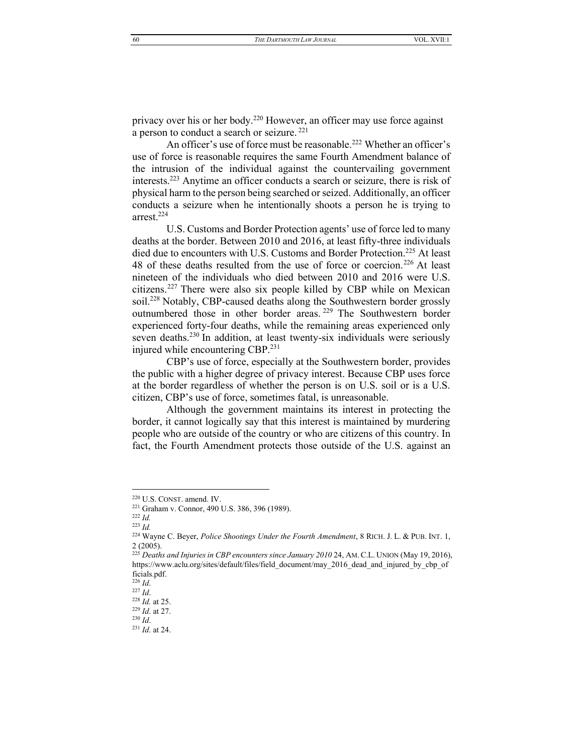privacy over his or her body.[220] However, an officer may use force against a person to conduct a search or seizure.[221]

An officer's use of force must be reasonable.[222] Whether an officer's use of force is reasonable requires the same Fourth Amendment balance of the intrusion of the individual against the countervailing government interests.[223] Anytime an officer conducts a search or seizure, there is risk of physical harm to the person being searched or seized. Additionally, an officer conducts a seizure when he intentionally shoots a person he is trying to arrest.[224]

U.S. Customs and Border Protection agents' use of force led to many deaths at the border. Between 2010 and 2016, at least fifty-three individuals died due to encounters with U.S. Customs and Border Protection.[225] At least 48 of these deaths resulted from the use of force or coercion.[226] At least nineteen of the individuals who died between 2010 and 2016 were U.S. citizens.[227] There were also six people killed by CBP while on Mexican soil.[228] Notably, CBP-caused deaths along the Southwestern border grossly outnumbered those in other border areas.[229] The Southwestern border experienced forty-four deaths, while the remaining areas experienced only seven deaths.[230] In addition, at least twenty-six individuals were seriously injured while encountering CBP.[231]

CBP's use of force, especially at the Southwestern border, provides the public with a higher degree of privacy interest. Because CBP uses force at the border regardless of whether the person is on U.S. soil or is a U.S. citizen, CBP's use of force, sometimes fatal, is unreasonable.

Although the government maintains its interest in protecting the border, it cannot logically say that this interest is maintained by murdering people who are outside of the country or who are citizens of this country. In fact, the Fourth Amendment protects those outside of the U.S. against an

---

[220] U.S. CONST. amend. IV.

[221] Graham v. Connor, 490 U.S. 386, 396 (1989).

[222] *Id.*

[223] *Id.*

[224] Wayne C. Beyer, *Police Shootings Under the Fourth Amendment*, 8 RICH. J. L. & PUB. INT. 1, 2 (2005).

[225] *Deaths and Injuries in CBP encounters since January 2010* 24, AM. C.L. UNION (May 19, 2016), https://www.aclu.org/sites/default/files/field_document/may_2016_dead_and_injured_by_cbp_officials.pdf.

[226] *Id*.

[227] *Id*.

[228] *Id.* at 25.

[229] *Id*. at 27.

[230] *Id*.

[231] *Id*. at 24.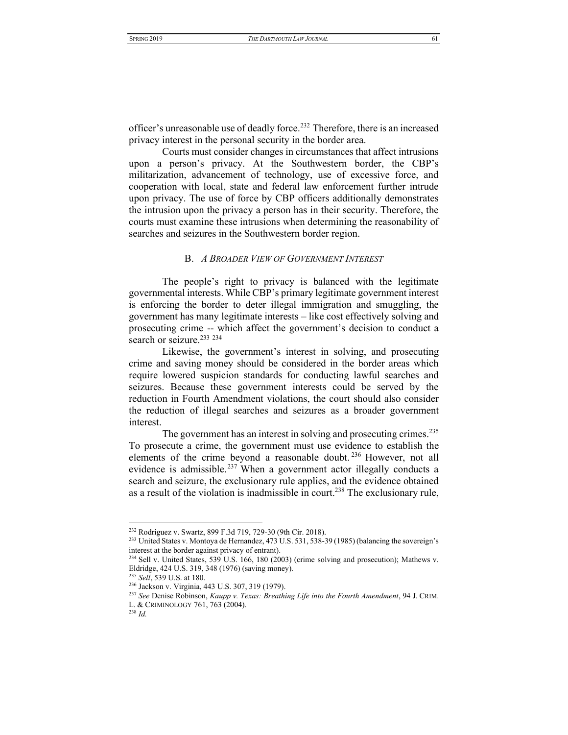officer's unreasonable use of deadly force.[232] Therefore, there is an increased privacy interest in the personal security in the border area.

Courts must consider changes in circumstances that affect intrusions upon a person's privacy. At the Southwestern border, the CBP's militarization, advancement of technology, use of excessive force, and cooperation with local, state and federal law enforcement further intrude upon privacy. The use of force by CBP officers additionally demonstrates the intrusion upon the privacy a person has in their security. Therefore, the courts must examine these intrusions when determining the reasonability of searches and seizures in the Southwestern border region.

### B. *A Broader View of Government Interest*

The people's right to privacy is balanced with the legitimate governmental interests. While CBP's primary legitimate government interest is enforcing the border to deter illegal immigration and smuggling, the government has many legitimate interests – like cost effectively solving and prosecuting crime -- which affect the government's decision to conduct a search or seizure.[233] [234]

Likewise, the government's interest in solving, and prosecuting crime and saving money should be considered in the border areas which require lowered suspicion standards for conducting lawful searches and seizures. Because these government interests could be served by the reduction in Fourth Amendment violations, the court should also consider the reduction of illegal searches and seizures as a broader government interest.

The government has an interest in solving and prosecuting crimes.[235] To prosecute a crime, the government must use evidence to establish the elements of the crime beyond a reasonable doubt.[236] However, not all evidence is admissible.[237] When a government actor illegally conducts a search and seizure, the exclusionary rule applies, and the evidence obtained as a result of the violation is inadmissible in court.[238] The exclusionary rule,

---

[232] Rodriguez v. Swartz, 899 F.3d 719, 729-30 (9th Cir. 2018).

[233] United States v. Montoya de Hernandez, 473 U.S. 531, 538-39 (1985) (balancing the sovereign's interest at the border against privacy of entrant).

[234] Sell v. United States, 539 U.S. 166, 180 (2003) (crime solving and prosecution); Mathews v. Eldridge, 424 U.S. 319, 348 (1976) (saving money).

[235] *Sell*, 539 U.S. at 180.

[236] Jackson v. Virginia, 443 U.S. 307, 319 (1979).

[237] *See* Denise Robinson, *Kaupp v. Texas: Breathing Life into the Fourth Amendment*, 94 J. Crim. L. & Criminology 761, 763 (2004).

[238] *Id.*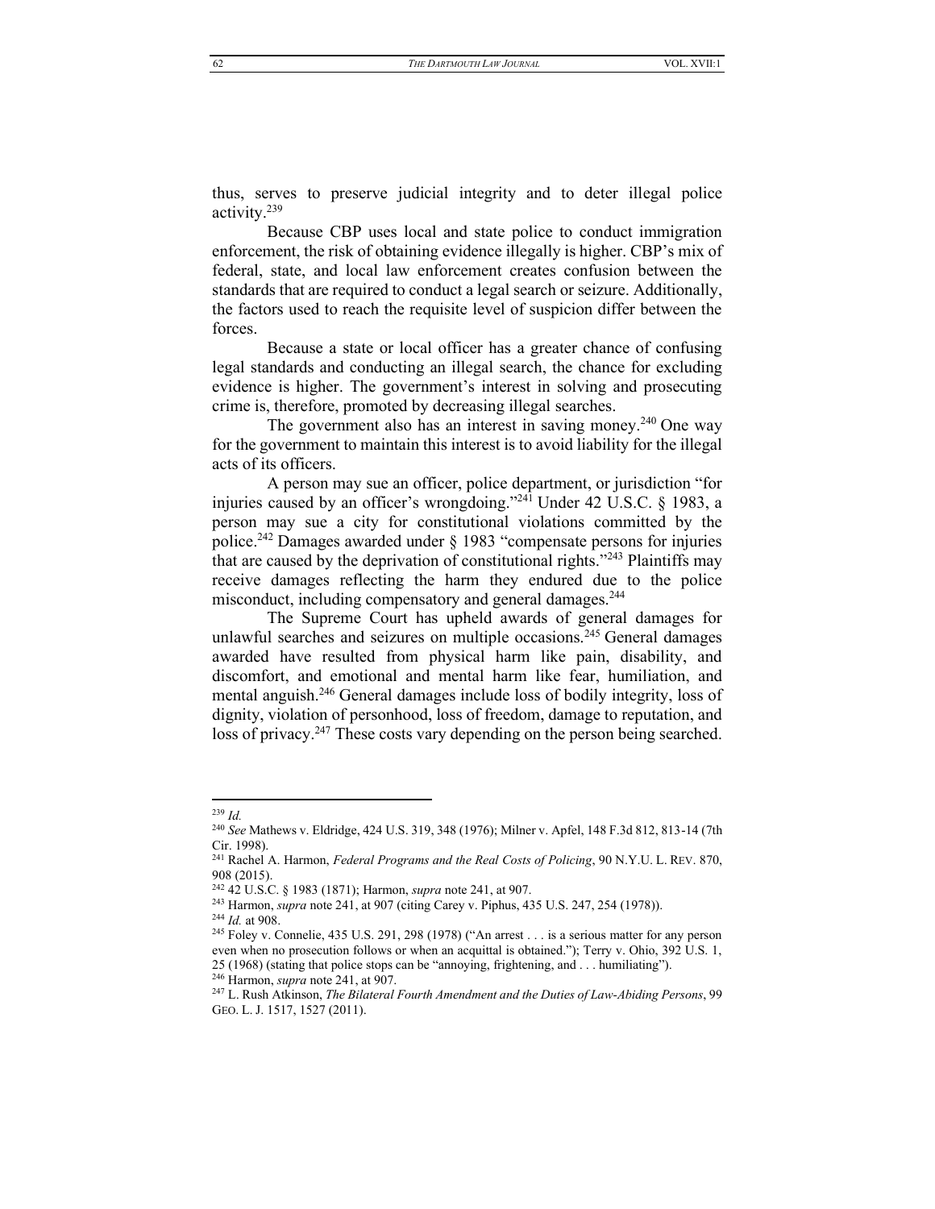thus, serves to preserve judicial integrity and to deter illegal police activity.[239]

Because CBP uses local and state police to conduct immigration enforcement, the risk of obtaining evidence illegally is higher. CBP's mix of federal, state, and local law enforcement creates confusion between the standards that are required to conduct a legal search or seizure. Additionally, the factors used to reach the requisite level of suspicion differ between the forces.

Because a state or local officer has a greater chance of confusing legal standards and conducting an illegal search, the chance for excluding evidence is higher. The government's interest in solving and prosecuting crime is, therefore, promoted by decreasing illegal searches.

The government also has an interest in saving money.[240] One way for the government to maintain this interest is to avoid liability for the illegal acts of its officers.

A person may sue an officer, police department, or jurisdiction "for injuries caused by an officer's wrongdoing."[241] Under 42 U.S.C. § 1983, a person may sue a city for constitutional violations committed by the police.[242] Damages awarded under § 1983 "compensate persons for injuries that are caused by the deprivation of constitutional rights."[243] Plaintiffs may receive damages reflecting the harm they endured due to the police misconduct, including compensatory and general damages.[244]

The Supreme Court has upheld awards of general damages for unlawful searches and seizures on multiple occasions.[245] General damages awarded have resulted from physical harm like pain, disability, and discomfort, and emotional and mental harm like fear, humiliation, and mental anguish.[246] General damages include loss of bodily integrity, loss of dignity, violation of personhood, loss of freedom, damage to reputation, and loss of privacy.[247] These costs vary depending on the person being searched.

---

[239] *Id.*

[240] *See* Mathews v. Eldridge, 424 U.S. 319, 348 (1976); Milner v. Apfel, 148 F.3d 812, 813-14 (7th Cir. 1998).

[241] Rachel A. Harmon, *Federal Programs and the Real Costs of Policing*, 90 N.Y.U. L. REV. 870, 908 (2015).

[242] 42 U.S.C. § 1983 (1871); Harmon, *supra* note 241, at 907.

[243] Harmon, *supra* note 241, at 907 (citing Carey v. Piphus, 435 U.S. 247, 254 (1978)).

[244] *Id.* at 908.

[245] Foley v. Connelie, 435 U.S. 291, 298 (1978) ("An arrest . . . is a serious matter for any person even when no prosecution follows or when an acquittal is obtained."); Terry v. Ohio, 392 U.S. 1, 25 (1968) (stating that police stops can be "annoying, frightening, and . . . humiliating").

[246] Harmon, *supra* note 241, at 907.

[247] L. Rush Atkinson, *The Bilateral Fourth Amendment and the Duties of Law-Abiding Persons*, 99 GEO. L. J. 1517, 1527 (2011).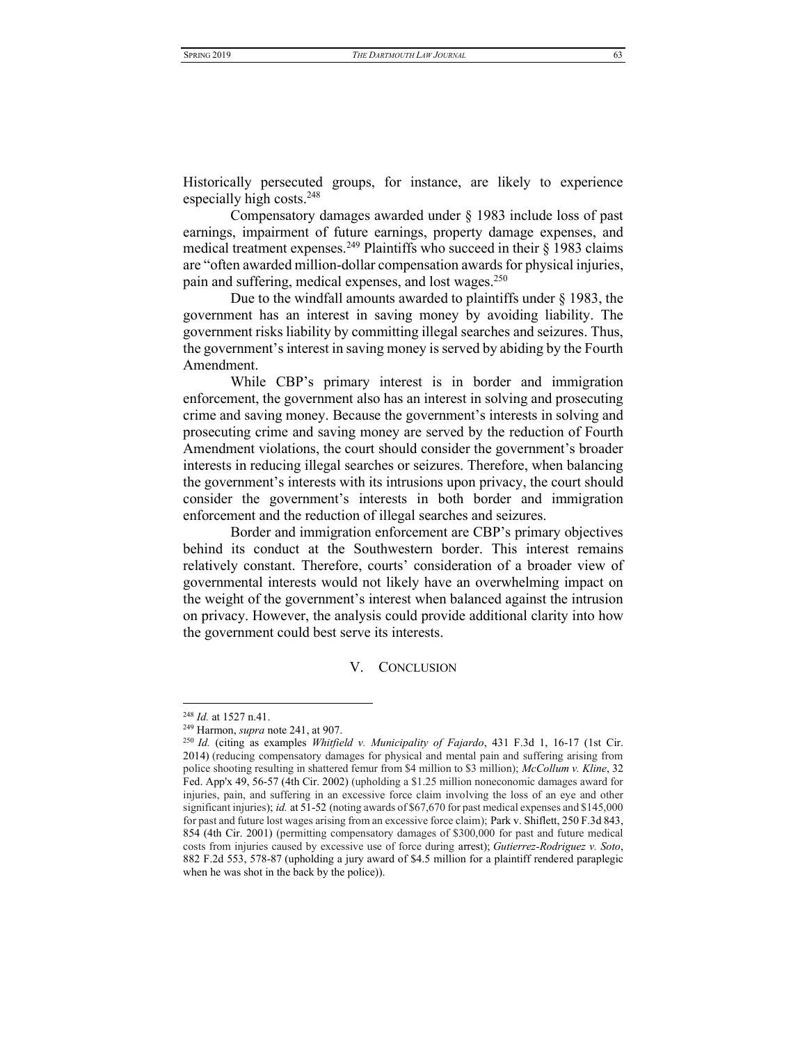Historically persecuted groups, for instance, are likely to experience especially high costs.[248]

Compensatory damages awarded under § 1983 include loss of past earnings, impairment of future earnings, property damage expenses, and medical treatment expenses.[249] Plaintiffs who succeed in their § 1983 claims are "often awarded million-dollar compensation awards for physical injuries, pain and suffering, medical expenses, and lost wages.[250]

Due to the windfall amounts awarded to plaintiffs under § 1983, the government has an interest in saving money by avoiding liability. The government risks liability by committing illegal searches and seizures. Thus, the government's interest in saving money is served by abiding by the Fourth Amendment.

While CBP's primary interest is in border and immigration enforcement, the government also has an interest in solving and prosecuting crime and saving money. Because the government's interests in solving and prosecuting crime and saving money are served by the reduction of Fourth Amendment violations, the court should consider the government's broader interests in reducing illegal searches or seizures. Therefore, when balancing the government's interests with its intrusions upon privacy, the court should consider the government's interests in both border and immigration enforcement and the reduction of illegal searches and seizures.

Border and immigration enforcement are CBP's primary objectives behind its conduct at the Southwestern border. This interest remains relatively constant. Therefore, courts' consideration of a broader view of governmental interests would not likely have an overwhelming impact on the weight of the government's interest when balanced against the intrusion on privacy. However, the analysis could provide additional clarity into how the government could best serve its interests.

## V. Conclusion

---

[248] *Id.* at 1527 n.41.

[249] Harmon, *supra* note 241, at 907.

[250] *Id.* (citing as examples *Whitfield v. Municipality of Fajardo*, 431 F.3d 1, 16-17 (1st Cir. 2014) (reducing compensatory damages for physical and mental pain and suffering arising from police shooting resulting in shattered femur from $4 million to $3 million); *McCollum v. Kline*, 32 Fed. App'x 49, 56-57 (4th Cir. 2002) (upholding a $1.25 million noneconomic damages award for injuries, pain, and suffering in an excessive force claim involving the loss of an eye and other significant injuries); *id.* at 51-52 (noting awards of $67,670 for past medical expenses and $145,000 for past and future lost wages arising from an excessive force claim); Park v. Shiflett, 250 F.3d 843, 854 (4th Cir. 2001) (permitting compensatory damages of $300,000 for past and future medical costs from injuries caused by excessive use of force during arrest); *Gutierrez-Rodriguez v. Soto*, 882 F.2d 553, 578-87 (upholding a jury award of $4.5 million for a plaintiff rendered paraplegic when he was shot in the back by the police)).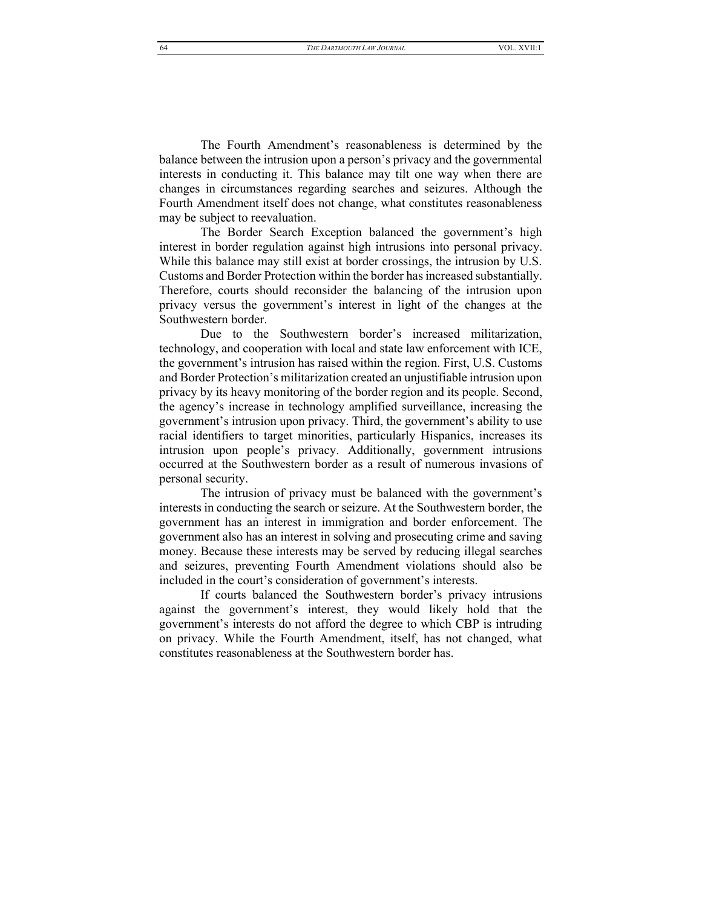The Fourth Amendment's reasonableness is determined by the balance between the intrusion upon a person's privacy and the governmental interests in conducting it. This balance may tilt one way when there are changes in circumstances regarding searches and seizures. Although the Fourth Amendment itself does not change, what constitutes reasonableness may be subject to reevaluation.

The Border Search Exception balanced the government's high interest in border regulation against high intrusions into personal privacy. While this balance may still exist at border crossings, the intrusion by U.S. Customs and Border Protection within the border has increased substantially. Therefore, courts should reconsider the balancing of the intrusion upon privacy versus the government's interest in light of the changes at the Southwestern border.

Due to the Southwestern border's increased militarization, technology, and cooperation with local and state law enforcement with ICE, the government's intrusion has raised within the region. First, U.S. Customs and Border Protection's militarization created an unjustifiable intrusion upon privacy by its heavy monitoring of the border region and its people. Second, the agency's increase in technology amplified surveillance, increasing the government's intrusion upon privacy. Third, the government's ability to use racial identifiers to target minorities, particularly Hispanics, increases its intrusion upon people's privacy. Additionally, government intrusions occurred at the Southwestern border as a result of numerous invasions of personal security.

The intrusion of privacy must be balanced with the government's interests in conducting the search or seizure. At the Southwestern border, the government has an interest in immigration and border enforcement. The government also has an interest in solving and prosecuting crime and saving money. Because these interests may be served by reducing illegal searches and seizures, preventing Fourth Amendment violations should also be included in the court's consideration of government's interests.

If courts balanced the Southwestern border's privacy intrusions against the government's interest, they would likely hold that the government's interests do not afford the degree to which CBP is intruding on privacy. While the Fourth Amendment, itself, has not changed, what constitutes reasonableness at the Southwestern border has.